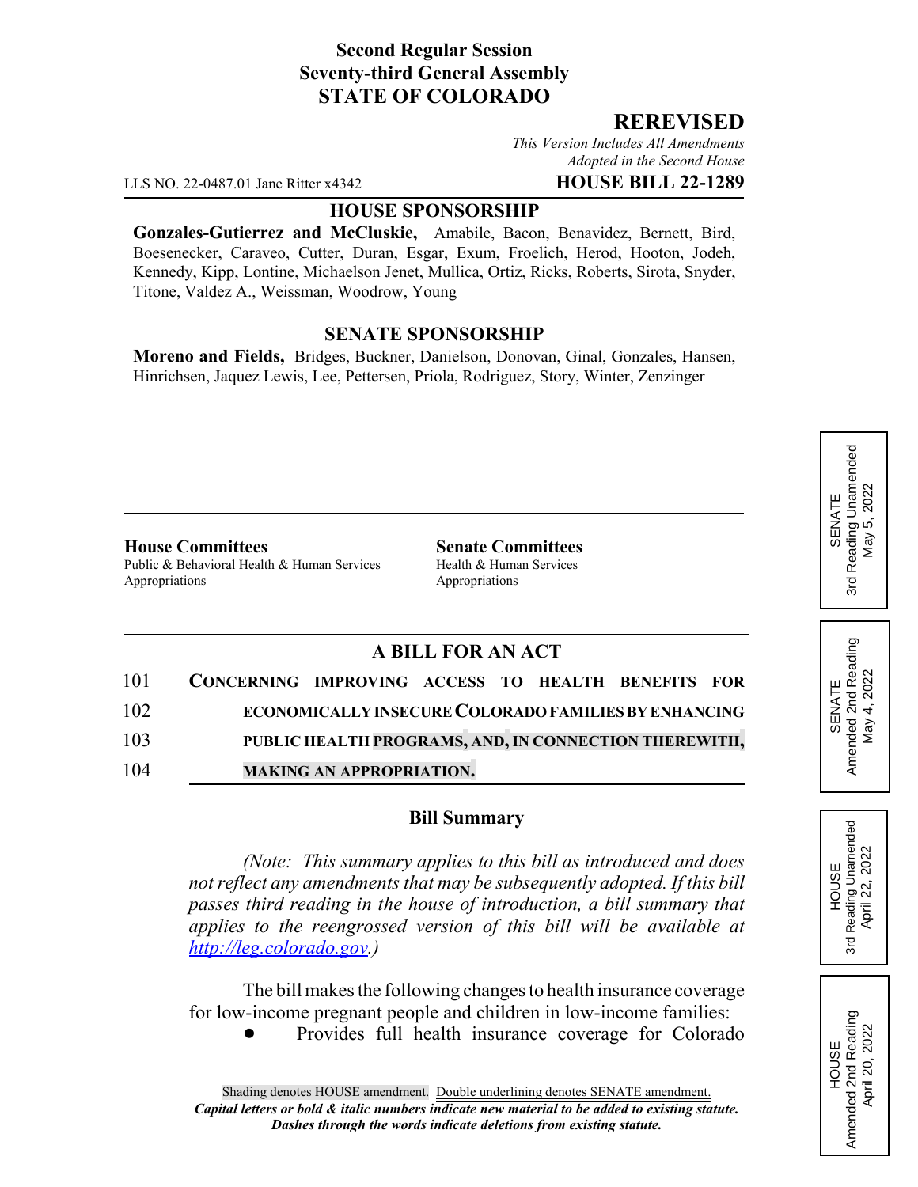**Second Regular Session**
**Seventy-third General Assembly**
**STATE OF COLORADO**

## REREVISED

*This Version Includes All Amendments Adopted in the Second House*

LLS NO. 22-0487.01 Jane Ritter x4342 **HOUSE BILL 22-1289**

### HOUSE SPONSORSHIP

**Gonzales-Gutierrez and McCluskie,** Amabile, Bacon, Benavidez, Bernett, Bird, Boesenecker, Caraveo, Cutter, Duran, Esgar, Exum, Froelich, Herod, Hooton, Jodeh, Kennedy, Kipp, Lontine, Michaelson Jenet, Mullica, Ortiz, Ricks, Roberts, Sirota, Snyder, Titone, Valdez A., Weissman, Woodrow, Young

### SENATE SPONSORSHIP

**Moreno and Fields,** Bridges, Buckner, Danielson, Donovan, Ginal, Gonzales, Hansen, Hinrichsen, Jaquez Lewis, Lee, Pettersen, Priola, Rodriguez, Story, Winter, Zenzinger

SENATE 3rd Reading Unamended May 5, 2022

SENATE Amended 2nd Reading May 4, 2022

HOUSE 3rd Reading Unamended April 22, 2022

HOUSE Amended 2nd Reading April 20, 2022

**House Committees**
Public & Behavioral Health & Human Services
Appropriations

**Senate Committees**
Health & Human Services
Appropriations

### A BILL FOR AN ACT

101 **CONCERNING IMPROVING ACCESS TO HEALTH BENEFITS FOR**
102 **ECONOMICALLY INSECURE COLORADO FAMILIES BY ENHANCING**
103 **PUBLIC HEALTH PROGRAMS, AND, IN CONNECTION THEREWITH,**
104 **MAKING AN APPROPRIATION.**

### Bill Summary

*(Note: This summary applies to this bill as introduced and does not reflect any amendments that may be subsequently adopted. If this bill passes third reading in the house of introduction, a bill summary that applies to the reengrossed version of this bill will be available at http://leg.colorado.gov.)*

The bill makes the following changes to health insurance coverage for low-income pregnant people and children in low-income families:

- Provides full health insurance coverage for Colorado

Shading denotes HOUSE amendment. Double underlining denotes SENATE amendment.
*Capital letters or bold & italic numbers indicate new material to be added to existing statute.*
*Dashes through the words indicate deletions from existing statute.*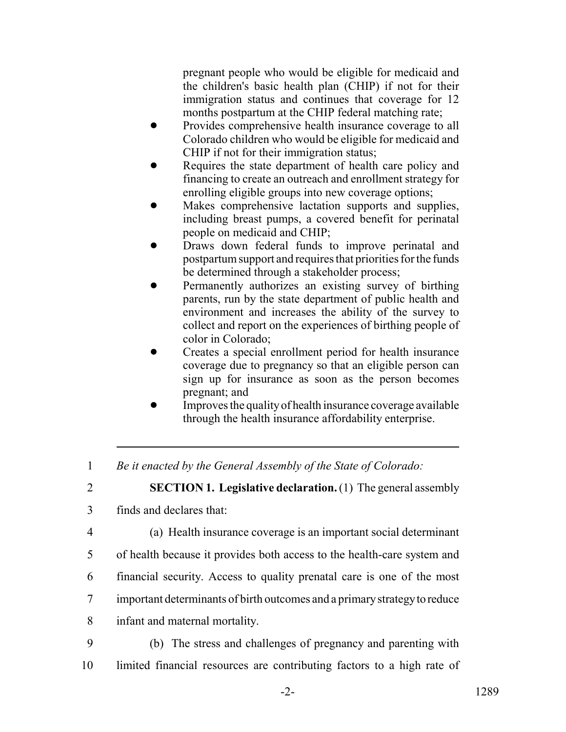pregnant people who would be eligible for medicaid and the children's basic health plan (CHIP) if not for their immigration status and continues that coverage for 12 months postpartum at the CHIP federal matching rate;

- Provides comprehensive health insurance coverage to all Colorado children who would be eligible for medicaid and CHIP if not for their immigration status;
- Requires the state department of health care policy and financing to create an outreach and enrollment strategy for enrolling eligible groups into new coverage options;
- Makes comprehensive lactation supports and supplies, including breast pumps, a covered benefit for perinatal people on medicaid and CHIP;
- Draws down federal funds to improve perinatal and postpartum support and requires that priorities for the funds be determined through a stakeholder process;
- Permanently authorizes an existing survey of birthing parents, run by the state department of public health and environment and increases the ability of the survey to collect and report on the experiences of birthing people of color in Colorado;
- Creates a special enrollment period for health insurance coverage due to pregnancy so that an eligible person can sign up for insurance as soon as the person becomes pregnant; and
- Improves the quality of health insurance coverage available through the health insurance affordability enterprise.

---

1 *Be it enacted by the General Assembly of the State of Colorado:*

2 **SECTION 1. Legislative declaration.** (1) The general assembly
3 finds and declares that:

4 (a) Health insurance coverage is an important social determinant
5 of health because it provides both access to the health-care system and
6 financial security. Access to quality prenatal care is one of the most
7 important determinants of birth outcomes and a primary strategy to reduce
8 infant and maternal mortality.

9 (b) The stress and challenges of pregnancy and parenting with
10 limited financial resources are contributing factors to a high rate of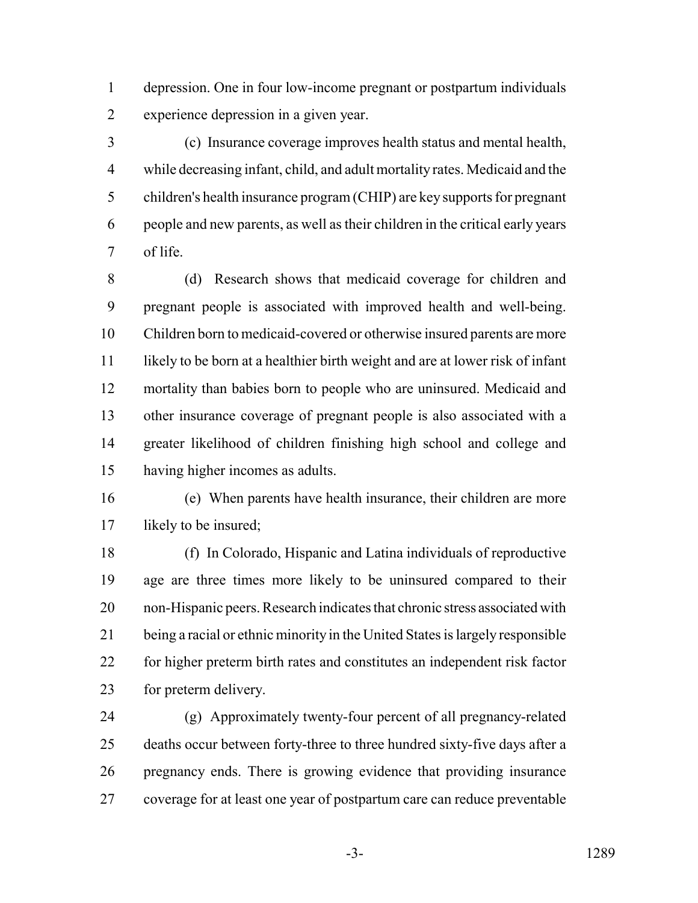depression. One in four low-income pregnant or postpartum individuals experience depression in a given year.

(c) Insurance coverage improves health status and mental health, while decreasing infant, child, and adult mortality rates. Medicaid and the children's health insurance program (CHIP) are key supports for pregnant people and new parents, as well as their children in the critical early years of life.

(d) Research shows that medicaid coverage for children and pregnant people is associated with improved health and well-being. Children born to medicaid-covered or otherwise insured parents are more likely to be born at a healthier birth weight and are at lower risk of infant mortality than babies born to people who are uninsured. Medicaid and other insurance coverage of pregnant people is also associated with a greater likelihood of children finishing high school and college and having higher incomes as adults.

(e) When parents have health insurance, their children are more likely to be insured;

(f) In Colorado, Hispanic and Latina individuals of reproductive age are three times more likely to be uninsured compared to their non-Hispanic peers. Research indicates that chronic stress associated with being a racial or ethnic minority in the United States is largely responsible for higher preterm birth rates and constitutes an independent risk factor for preterm delivery.

(g) Approximately twenty-four percent of all pregnancy-related deaths occur between forty-three to three hundred sixty-five days after a pregnancy ends. There is growing evidence that providing insurance coverage for at least one year of postpartum care can reduce preventable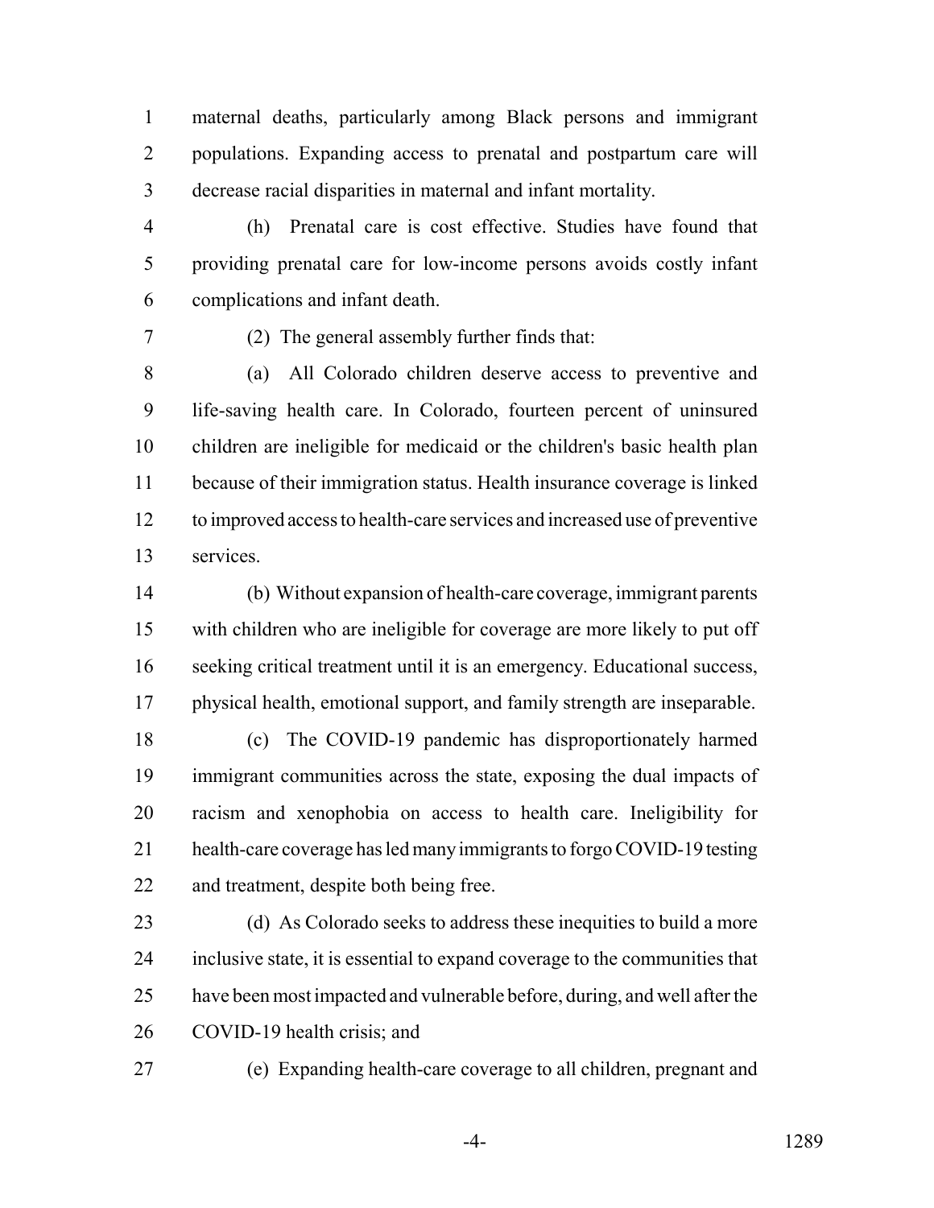maternal deaths, particularly among Black persons and immigrant populations. Expanding access to prenatal and postpartum care will decrease racial disparities in maternal and infant mortality.

(h) Prenatal care is cost effective. Studies have found that providing prenatal care for low-income persons avoids costly infant complications and infant death.

(2) The general assembly further finds that:

(a) All Colorado children deserve access to preventive and life-saving health care. In Colorado, fourteen percent of uninsured children are ineligible for medicaid or the children's basic health plan because of their immigration status. Health insurance coverage is linked to improved access to health-care services and increased use of preventive services.

(b) Without expansion of health-care coverage, immigrant parents with children who are ineligible for coverage are more likely to put off seeking critical treatment until it is an emergency. Educational success, physical health, emotional support, and family strength are inseparable.

(c) The COVID-19 pandemic has disproportionately harmed immigrant communities across the state, exposing the dual impacts of racism and xenophobia on access to health care. Ineligibility for health-care coverage has led many immigrants to forgo COVID-19 testing and treatment, despite both being free.

(d) As Colorado seeks to address these inequities to build a more inclusive state, it is essential to expand coverage to the communities that have been most impacted and vulnerable before, during, and well after the COVID-19 health crisis; and

(e) Expanding health-care coverage to all children, pregnant and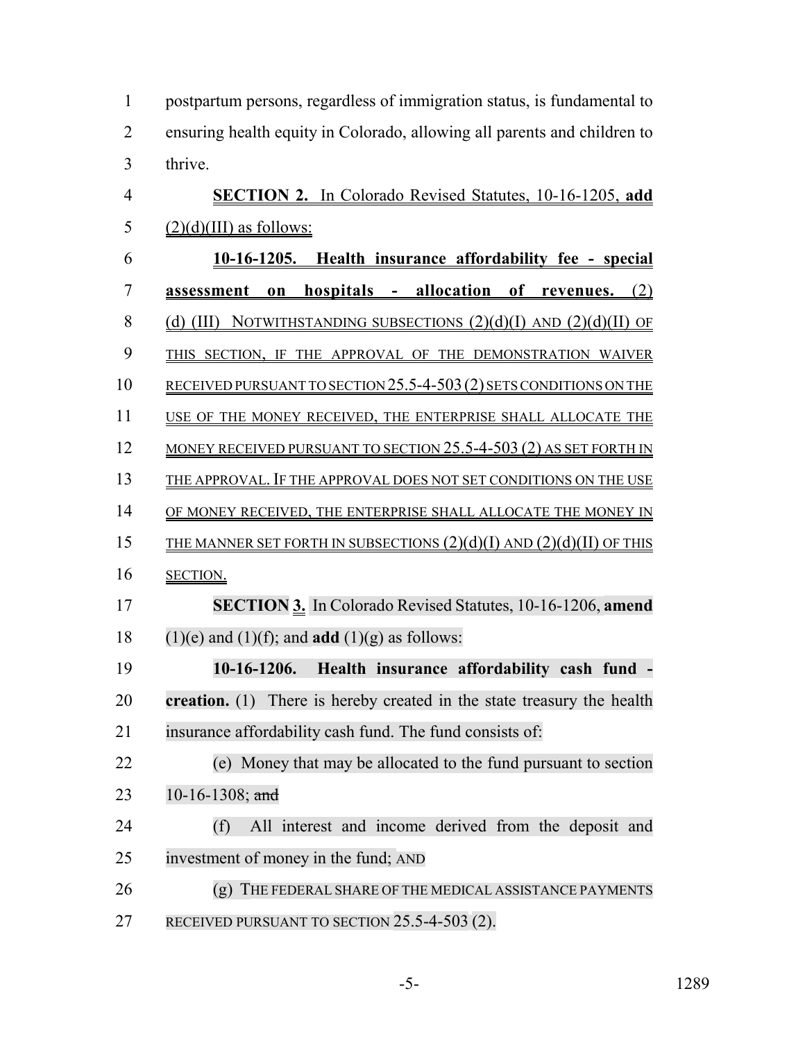postpartum persons, regardless of immigration status, is fundamental to ensuring health equity in Colorado, allowing all parents and children to thrive.

**SECTION 2.** In Colorado Revised Statutes, 10-16-1205, **add** (2)(d)(III) as follows:

**10-16-1205. Health insurance affordability fee - special assessment on hospitals - allocation of revenues.** (2) (d) (III) NOTWITHSTANDING SUBSECTIONS (2)(d)(I) AND (2)(d)(II) OF THIS SECTION, IF THE APPROVAL OF THE DEMONSTRATION WAIVER RECEIVED PURSUANT TO SECTION 25.5-4-503 (2) SETS CONDITIONS ON THE USE OF THE MONEY RECEIVED, THE ENTERPRISE SHALL ALLOCATE THE MONEY RECEIVED PURSUANT TO SECTION 25.5-4-503 (2) AS SET FORTH IN THE APPROVAL. IF THE APPROVAL DOES NOT SET CONDITIONS ON THE USE OF MONEY RECEIVED, THE ENTERPRISE SHALL ALLOCATE THE MONEY IN THE MANNER SET FORTH IN SUBSECTIONS (2)(d)(I) AND (2)(d)(II) OF THIS SECTION.

**SECTION 3.** In Colorado Revised Statutes, 10-16-1206, **amend** (1)(e) and (1)(f); and **add** (1)(g) as follows:

**10-16-1206. Health insurance affordability cash fund - creation.** (1) There is hereby created in the state treasury the health insurance affordability cash fund. The fund consists of:

(e) Money that may be allocated to the fund pursuant to section 10-16-1308; ~~and~~

(f) All interest and income derived from the deposit and investment of money in the fund; AND

(g) THE FEDERAL SHARE OF THE MEDICAL ASSISTANCE PAYMENTS RECEIVED PURSUANT TO SECTION 25.5-4-503 (2).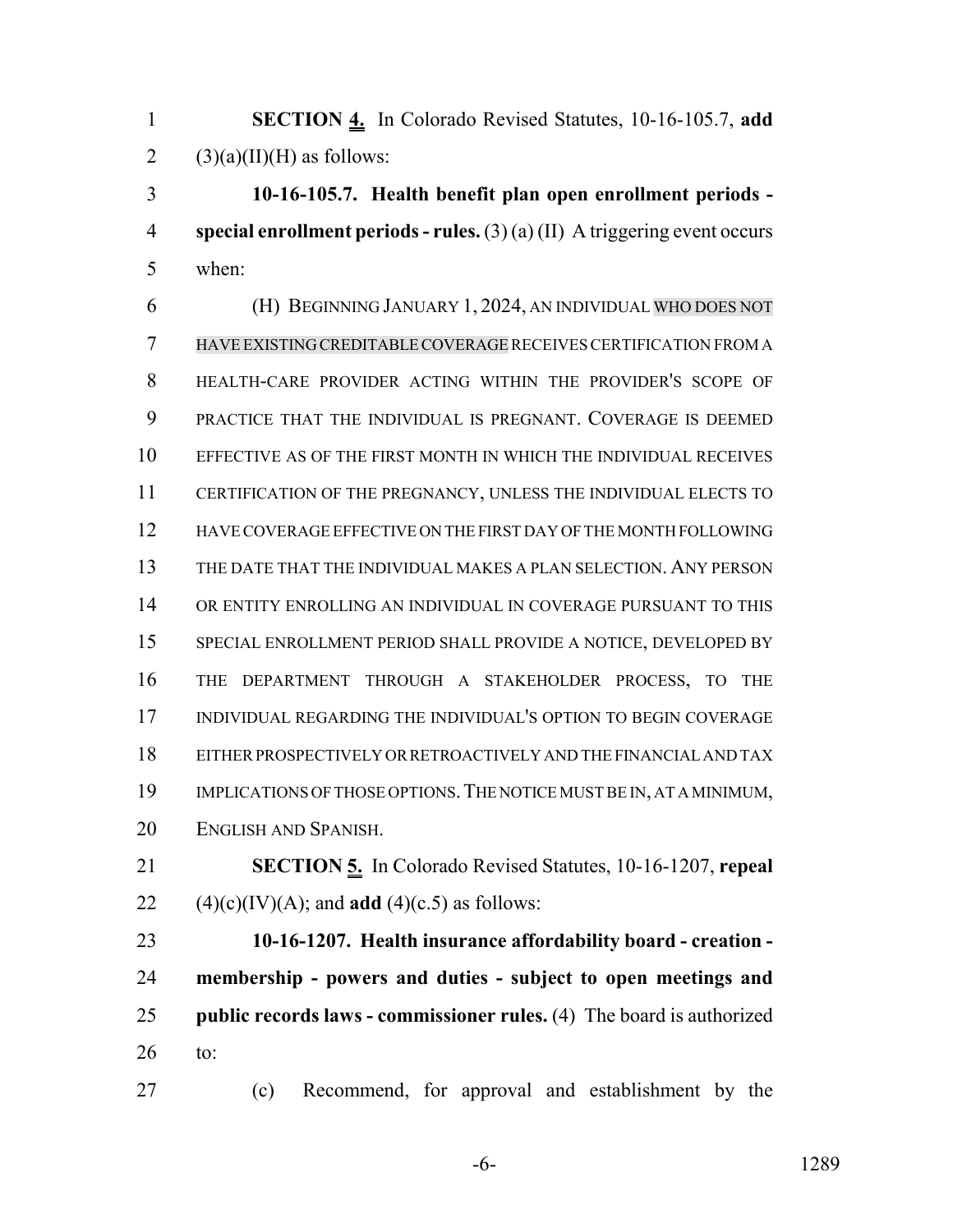**SECTION 4.** In Colorado Revised Statutes, 10-16-105.7, **add** (3)(a)(II)(H) as follows:

**10-16-105.7. Health benefit plan open enrollment periods - special enrollment periods - rules.** (3) (a) (II) A triggering event occurs when:

(H) BEGINNING JANUARY 1, 2024, AN INDIVIDUAL WHO DOES NOT HAVE EXISTING CREDITABLE COVERAGE RECEIVES CERTIFICATION FROM A HEALTH-CARE PROVIDER ACTING WITHIN THE PROVIDER'S SCOPE OF PRACTICE THAT THE INDIVIDUAL IS PREGNANT. COVERAGE IS DEEMED EFFECTIVE AS OF THE FIRST MONTH IN WHICH THE INDIVIDUAL RECEIVES CERTIFICATION OF THE PREGNANCY, UNLESS THE INDIVIDUAL ELECTS TO HAVE COVERAGE EFFECTIVE ON THE FIRST DAY OF THE MONTH FOLLOWING THE DATE THAT THE INDIVIDUAL MAKES A PLAN SELECTION. ANY PERSON OR ENTITY ENROLLING AN INDIVIDUAL IN COVERAGE PURSUANT TO THIS SPECIAL ENROLLMENT PERIOD SHALL PROVIDE A NOTICE, DEVELOPED BY THE DEPARTMENT THROUGH A STAKEHOLDER PROCESS, TO THE INDIVIDUAL REGARDING THE INDIVIDUAL'S OPTION TO BEGIN COVERAGE EITHER PROSPECTIVELY OR RETROACTIVELY AND THE FINANCIAL AND TAX IMPLICATIONS OF THOSE OPTIONS. THE NOTICE MUST BE IN, AT A MINIMUM, ENGLISH AND SPANISH.

**SECTION 5.** In Colorado Revised Statutes, 10-16-1207, **repeal** (4)(c)(IV)(A); and **add** (4)(c.5) as follows:

**10-16-1207. Health insurance affordability board - creation - membership - powers and duties - subject to open meetings and public records laws - commissioner rules.** (4) The board is authorized to:

(c) Recommend, for approval and establishment by the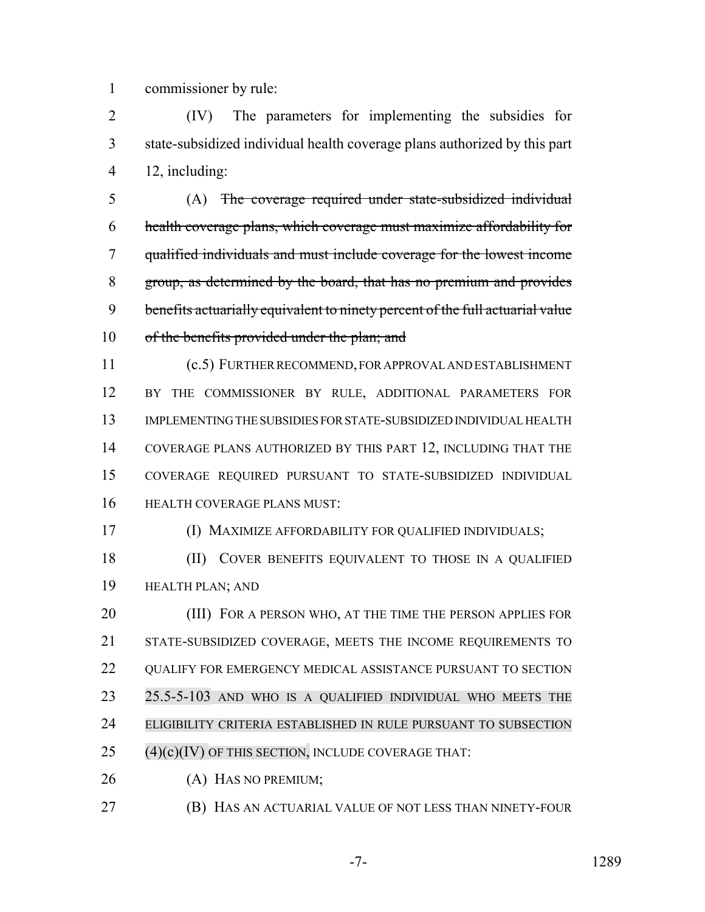commissioner by rule:

(IV) The parameters for implementing the subsidies for state-subsidized individual health coverage plans authorized by this part 12, including:

(A) ~~The coverage required under state-subsidized individual health coverage plans, which coverage must maximize affordability for qualified individuals and must include coverage for the lowest income group, as determined by the board, that has no premium and provides benefits actuarially equivalent to ninety percent of the full actuarial value of the benefits provided under the plan; and~~

(c.5) FURTHER RECOMMEND, FOR APPROVAL AND ESTABLISHMENT BY THE COMMISSIONER BY RULE, ADDITIONAL PARAMETERS FOR IMPLEMENTING THE SUBSIDIES FOR STATE-SUBSIDIZED INDIVIDUAL HEALTH COVERAGE PLANS AUTHORIZED BY THIS PART 12, INCLUDING THAT THE COVERAGE REQUIRED PURSUANT TO STATE-SUBSIDIZED INDIVIDUAL HEALTH COVERAGE PLANS MUST:

(I) MAXIMIZE AFFORDABILITY FOR QUALIFIED INDIVIDUALS;

(II) COVER BENEFITS EQUIVALENT TO THOSE IN A QUALIFIED HEALTH PLAN; AND

(III) FOR A PERSON WHO, AT THE TIME THE PERSON APPLIES FOR STATE-SUBSIDIZED COVERAGE, MEETS THE INCOME REQUIREMENTS TO QUALIFY FOR EMERGENCY MEDICAL ASSISTANCE PURSUANT TO SECTION 25.5-5-103 AND WHO IS A QUALIFIED INDIVIDUAL WHO MEETS THE ELIGIBILITY CRITERIA ESTABLISHED IN RULE PURSUANT TO SUBSECTION (4)(c)(IV) OF THIS SECTION, INCLUDE COVERAGE THAT:

(A) HAS NO PREMIUM;

(B) HAS AN ACTUARIAL VALUE OF NOT LESS THAN NINETY-FOUR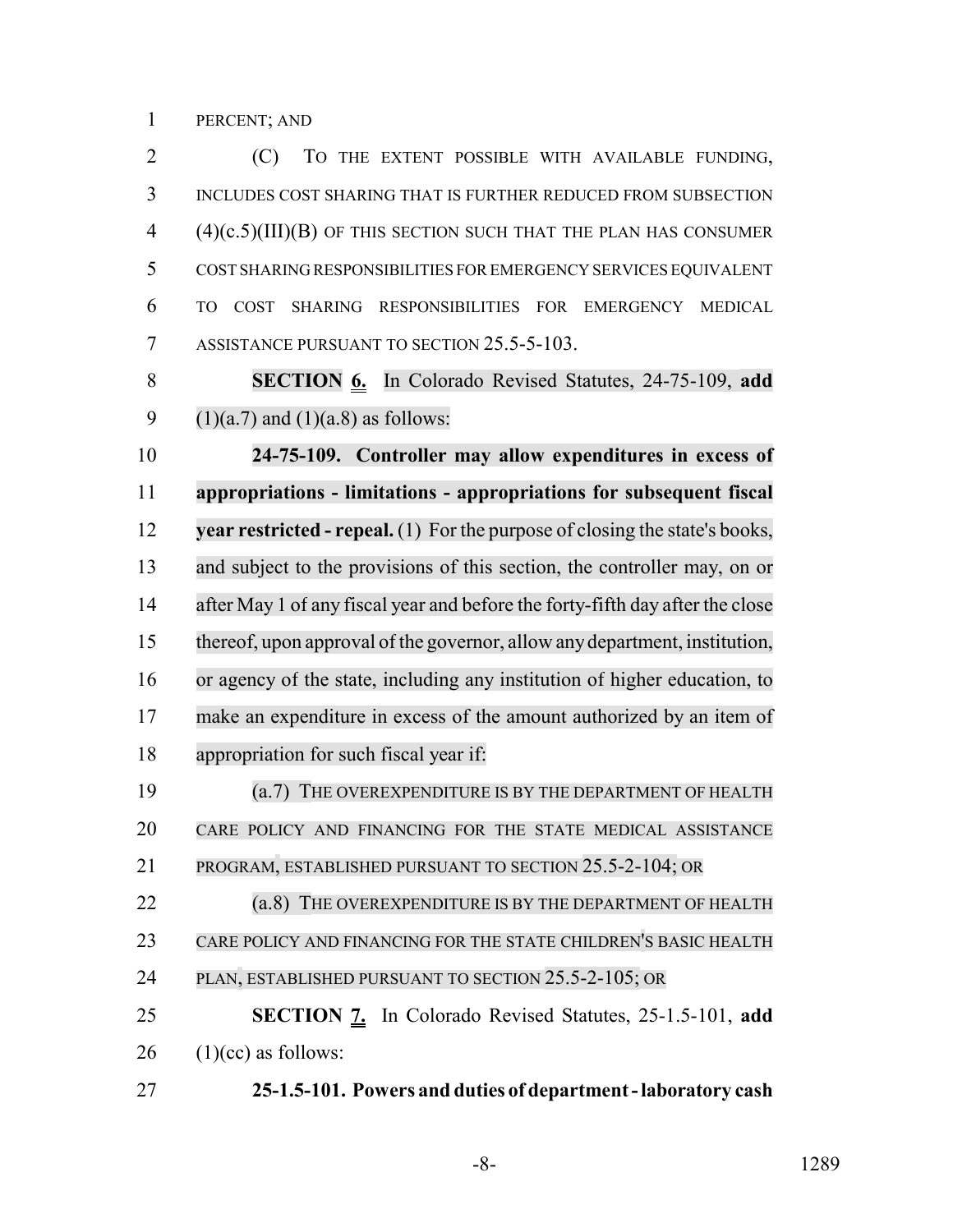PERCENT; AND

(C) TO THE EXTENT POSSIBLE WITH AVAILABLE FUNDING, INCLUDES COST SHARING THAT IS FURTHER REDUCED FROM SUBSECTION (4)(c.5)(III)(B) OF THIS SECTION SUCH THAT THE PLAN HAS CONSUMER COST SHARING RESPONSIBILITIES FOR EMERGENCY SERVICES EQUIVALENT TO COST SHARING RESPONSIBILITIES FOR EMERGENCY MEDICAL ASSISTANCE PURSUANT TO SECTION 25.5-5-103.

**SECTION 6.** In Colorado Revised Statutes, 24-75-109, **add** (1)(a.7) and (1)(a.8) as follows:

**24-75-109. Controller may allow expenditures in excess of appropriations - limitations - appropriations for subsequent fiscal year restricted - repeal.** (1) For the purpose of closing the state's books, and subject to the provisions of this section, the controller may, on or after May 1 of any fiscal year and before the forty-fifth day after the close thereof, upon approval of the governor, allow any department, institution, or agency of the state, including any institution of higher education, to make an expenditure in excess of the amount authorized by an item of appropriation for such fiscal year if:

(a.7) THE OVEREXPENDITURE IS BY THE DEPARTMENT OF HEALTH CARE POLICY AND FINANCING FOR THE STATE MEDICAL ASSISTANCE PROGRAM, ESTABLISHED PURSUANT TO SECTION 25.5-2-104; OR

(a.8) THE OVEREXPENDITURE IS BY THE DEPARTMENT OF HEALTH CARE POLICY AND FINANCING FOR THE STATE CHILDREN'S BASIC HEALTH PLAN, ESTABLISHED PURSUANT TO SECTION 25.5-2-105; OR

**SECTION 7.** In Colorado Revised Statutes, 25-1.5-101, **add** (1)(cc) as follows:

**25-1.5-101. Powers and duties of department - laboratory cash**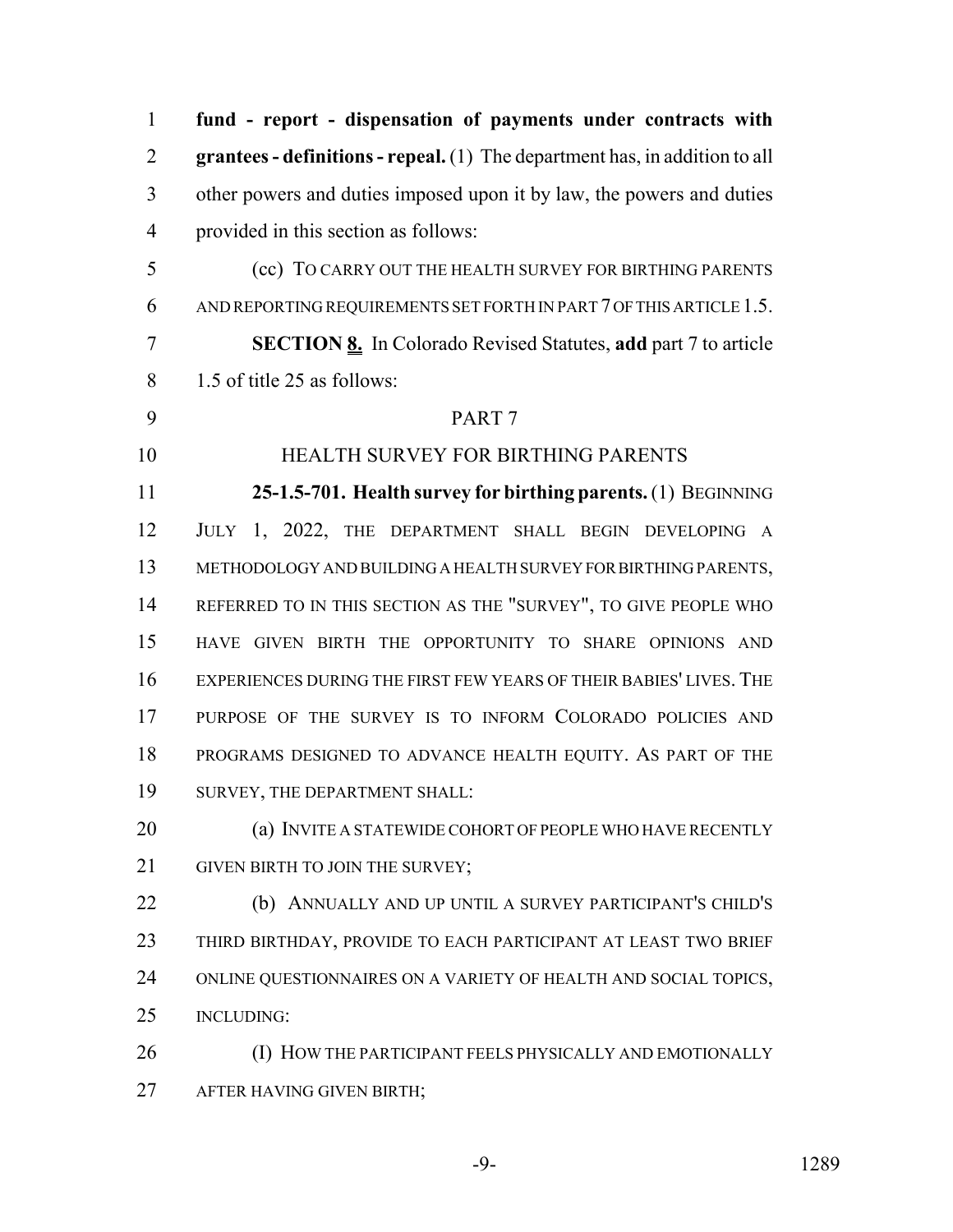**fund - report - dispensation of payments under contracts with grantees - definitions - repeal.** (1) The department has, in addition to all other powers and duties imposed upon it by law, the powers and duties provided in this section as follows:

(cc) TO CARRY OUT THE HEALTH SURVEY FOR BIRTHING PARENTS AND REPORTING REQUIREMENTS SET FORTH IN PART 7 OF THIS ARTICLE 1.5.

**SECTION 8.** In Colorado Revised Statutes, **add** part 7 to article 1.5 of title 25 as follows:

PART 7

HEALTH SURVEY FOR BIRTHING PARENTS

**25-1.5-701. Health survey for birthing parents.** (1) BEGINNING JULY 1, 2022, THE DEPARTMENT SHALL BEGIN DEVELOPING A METHODOLOGY AND BUILDING A HEALTH SURVEY FOR BIRTHING PARENTS, REFERRED TO IN THIS SECTION AS THE "SURVEY", TO GIVE PEOPLE WHO HAVE GIVEN BIRTH THE OPPORTUNITY TO SHARE OPINIONS AND EXPERIENCES DURING THE FIRST FEW YEARS OF THEIR BABIES' LIVES. THE PURPOSE OF THE SURVEY IS TO INFORM COLORADO POLICIES AND PROGRAMS DESIGNED TO ADVANCE HEALTH EQUITY. AS PART OF THE SURVEY, THE DEPARTMENT SHALL:

(a) INVITE A STATEWIDE COHORT OF PEOPLE WHO HAVE RECENTLY GIVEN BIRTH TO JOIN THE SURVEY;

(b) ANNUALLY AND UP UNTIL A SURVEY PARTICIPANT'S CHILD'S THIRD BIRTHDAY, PROVIDE TO EACH PARTICIPANT AT LEAST TWO BRIEF ONLINE QUESTIONNAIRES ON A VARIETY OF HEALTH AND SOCIAL TOPICS, INCLUDING:

(I) HOW THE PARTICIPANT FEELS PHYSICALLY AND EMOTIONALLY AFTER HAVING GIVEN BIRTH;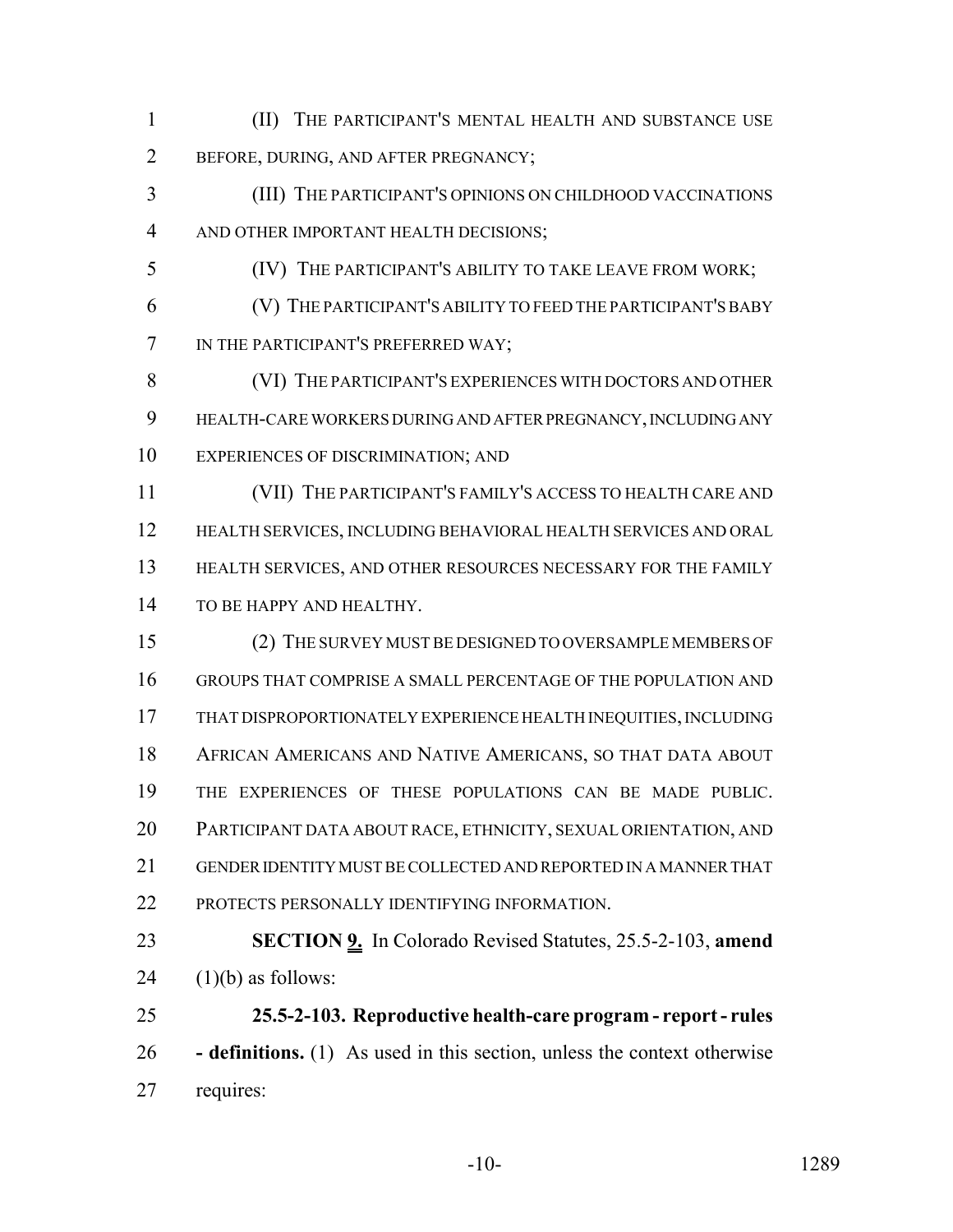(II) THE PARTICIPANT'S MENTAL HEALTH AND SUBSTANCE USE BEFORE, DURING, AND AFTER PREGNANCY;

(III) THE PARTICIPANT'S OPINIONS ON CHILDHOOD VACCINATIONS AND OTHER IMPORTANT HEALTH DECISIONS;

(IV) THE PARTICIPANT'S ABILITY TO TAKE LEAVE FROM WORK;

(V) THE PARTICIPANT'S ABILITY TO FEED THE PARTICIPANT'S BABY IN THE PARTICIPANT'S PREFERRED WAY;

(VI) THE PARTICIPANT'S EXPERIENCES WITH DOCTORS AND OTHER HEALTH-CARE WORKERS DURING AND AFTER PREGNANCY, INCLUDING ANY EXPERIENCES OF DISCRIMINATION; AND

(VII) THE PARTICIPANT'S FAMILY'S ACCESS TO HEALTH CARE AND HEALTH SERVICES, INCLUDING BEHAVIORAL HEALTH SERVICES AND ORAL HEALTH SERVICES, AND OTHER RESOURCES NECESSARY FOR THE FAMILY TO BE HAPPY AND HEALTHY.

(2) THE SURVEY MUST BE DESIGNED TO OVERSAMPLE MEMBERS OF GROUPS THAT COMPRISE A SMALL PERCENTAGE OF THE POPULATION AND THAT DISPROPORTIONATELY EXPERIENCE HEALTH INEQUITIES, INCLUDING AFRICAN AMERICANS AND NATIVE AMERICANS, SO THAT DATA ABOUT THE EXPERIENCES OF THESE POPULATIONS CAN BE MADE PUBLIC. PARTICIPANT DATA ABOUT RACE, ETHNICITY, SEXUAL ORIENTATION, AND GENDER IDENTITY MUST BE COLLECTED AND REPORTED IN A MANNER THAT PROTECTS PERSONALLY IDENTIFYING INFORMATION.

**SECTION 9.** In Colorado Revised Statutes, 25.5-2-103, **amend** (1)(b) as follows:

**25.5-2-103. Reproductive health-care program - report - rules - definitions.** (1) As used in this section, unless the context otherwise requires: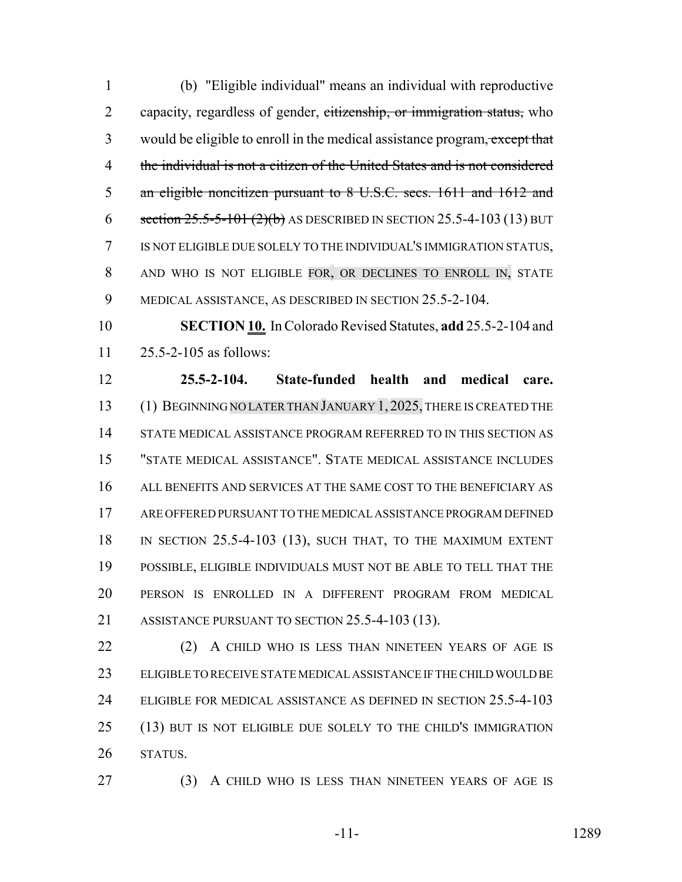(b) "Eligible individual" means an individual with reproductive capacity, regardless of gender, ~~citizenship, or immigration status,~~ who would be eligible to enroll in the medical assistance program~~, except that the individual is not a citizen of the United States and is not considered an eligible noncitizen pursuant to 8 U.S.C. secs. 1611 and 1612 and section 25.5-5-101 (2)(b)~~ AS DESCRIBED IN SECTION 25.5-4-103 (13) BUT IS NOT ELIGIBLE DUE SOLELY TO THE INDIVIDUAL'S IMMIGRATION STATUS, AND WHO IS NOT ELIGIBLE FOR, OR DECLINES TO ENROLL IN, STATE MEDICAL ASSISTANCE, AS DESCRIBED IN SECTION 25.5-2-104.

**SECTION 10.** In Colorado Revised Statutes, **add** 25.5-2-104 and 25.5-2-105 as follows:

**25.5-2-104. State-funded health and medical care.** (1) BEGINNING NO LATER THAN JANUARY 1, 2025, THERE IS CREATED THE STATE MEDICAL ASSISTANCE PROGRAM REFERRED TO IN THIS SECTION AS "STATE MEDICAL ASSISTANCE". STATE MEDICAL ASSISTANCE INCLUDES ALL BENEFITS AND SERVICES AT THE SAME COST TO THE BENEFICIARY AS ARE OFFERED PURSUANT TO THE MEDICAL ASSISTANCE PROGRAM DEFINED IN SECTION 25.5-4-103 (13), SUCH THAT, TO THE MAXIMUM EXTENT POSSIBLE, ELIGIBLE INDIVIDUALS MUST NOT BE ABLE TO TELL THAT THE PERSON IS ENROLLED IN A DIFFERENT PROGRAM FROM MEDICAL ASSISTANCE PURSUANT TO SECTION 25.5-4-103 (13).

(2) A CHILD WHO IS LESS THAN NINETEEN YEARS OF AGE IS ELIGIBLE TO RECEIVE STATE MEDICAL ASSISTANCE IF THE CHILD WOULD BE ELIGIBLE FOR MEDICAL ASSISTANCE AS DEFINED IN SECTION 25.5-4-103 (13) BUT IS NOT ELIGIBLE DUE SOLELY TO THE CHILD'S IMMIGRATION STATUS.

(3) A CHILD WHO IS LESS THAN NINETEEN YEARS OF AGE IS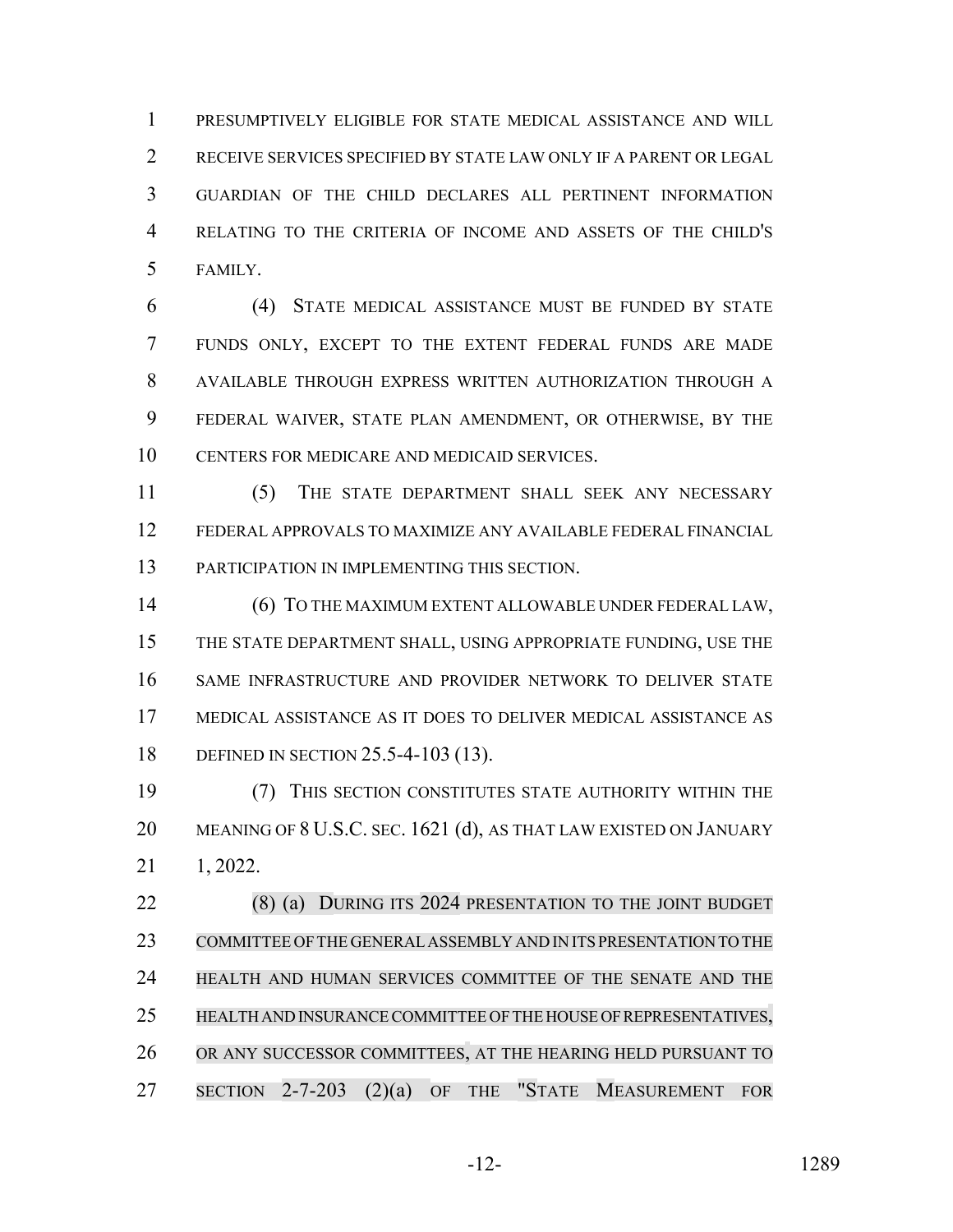PRESUMPTIVELY ELIGIBLE FOR STATE MEDICAL ASSISTANCE AND WILL RECEIVE SERVICES SPECIFIED BY STATE LAW ONLY IF A PARENT OR LEGAL GUARDIAN OF THE CHILD DECLARES ALL PERTINENT INFORMATION RELATING TO THE CRITERIA OF INCOME AND ASSETS OF THE CHILD'S FAMILY.

(4) STATE MEDICAL ASSISTANCE MUST BE FUNDED BY STATE FUNDS ONLY, EXCEPT TO THE EXTENT FEDERAL FUNDS ARE MADE AVAILABLE THROUGH EXPRESS WRITTEN AUTHORIZATION THROUGH A FEDERAL WAIVER, STATE PLAN AMENDMENT, OR OTHERWISE, BY THE CENTERS FOR MEDICARE AND MEDICAID SERVICES.

(5) THE STATE DEPARTMENT SHALL SEEK ANY NECESSARY FEDERAL APPROVALS TO MAXIMIZE ANY AVAILABLE FEDERAL FINANCIAL PARTICIPATION IN IMPLEMENTING THIS SECTION.

(6) TO THE MAXIMUM EXTENT ALLOWABLE UNDER FEDERAL LAW, THE STATE DEPARTMENT SHALL, USING APPROPRIATE FUNDING, USE THE SAME INFRASTRUCTURE AND PROVIDER NETWORK TO DELIVER STATE MEDICAL ASSISTANCE AS IT DOES TO DELIVER MEDICAL ASSISTANCE AS DEFINED IN SECTION 25.5-4-103 (13).

(7) THIS SECTION CONSTITUTES STATE AUTHORITY WITHIN THE MEANING OF 8 U.S.C. SEC. 1621 (d), AS THAT LAW EXISTED ON JANUARY 1, 2022.

(8) (a) DURING ITS 2024 PRESENTATION TO THE JOINT BUDGET COMMITTEE OF THE GENERAL ASSEMBLY AND IN ITS PRESENTATION TO THE HEALTH AND HUMAN SERVICES COMMITTEE OF THE SENATE AND THE HEALTH AND INSURANCE COMMITTEE OF THE HOUSE OF REPRESENTATIVES, OR ANY SUCCESSOR COMMITTEES, AT THE HEARING HELD PURSUANT TO SECTION 2-7-203 (2)(a) OF THE "STATE MEASUREMENT FOR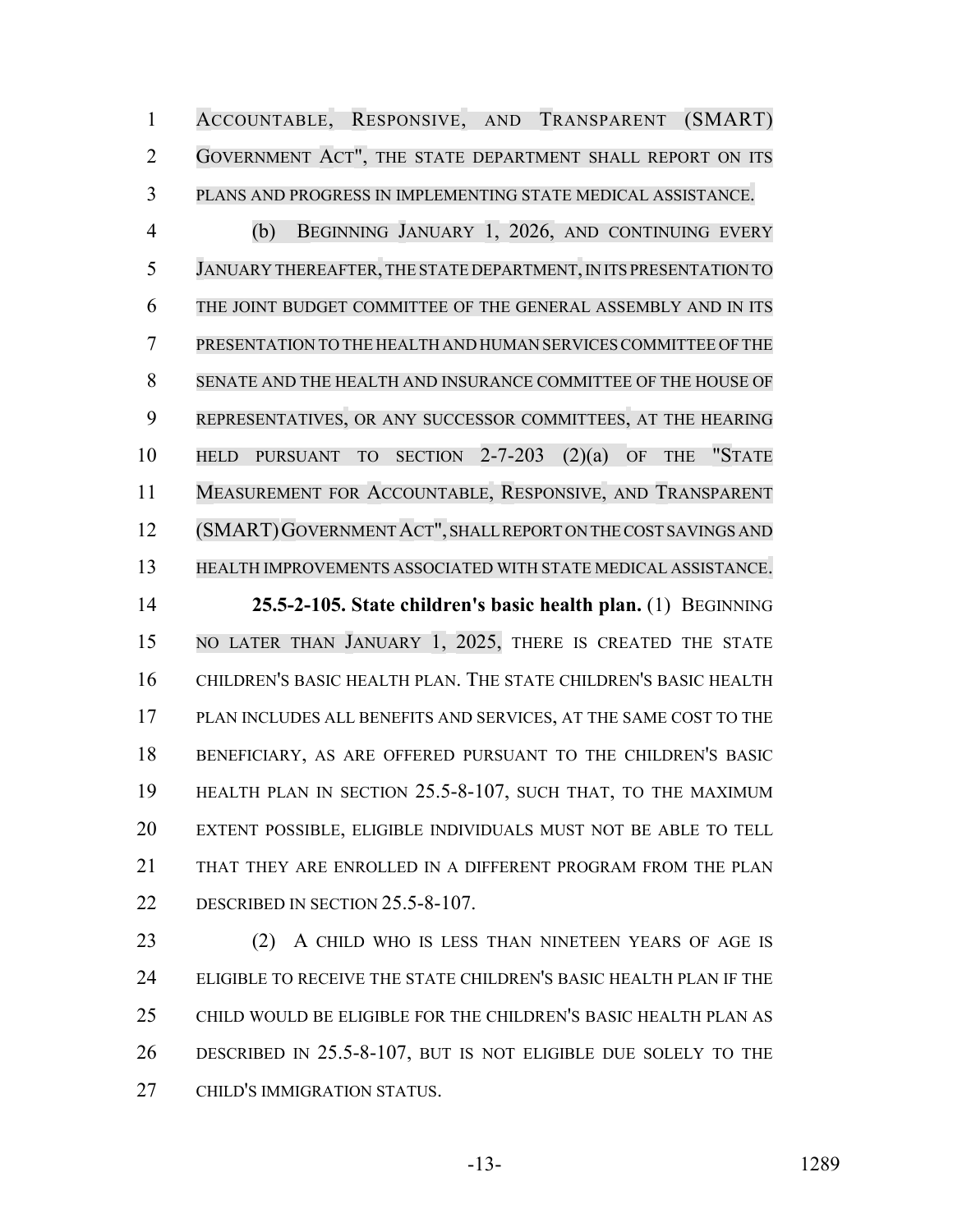ACCOUNTABLE, RESPONSIVE, AND TRANSPARENT (SMART) GOVERNMENT ACT", THE STATE DEPARTMENT SHALL REPORT ON ITS PLANS AND PROGRESS IN IMPLEMENTING STATE MEDICAL ASSISTANCE.

(b) BEGINNING JANUARY 1, 2026, AND CONTINUING EVERY JANUARY THEREAFTER, THE STATE DEPARTMENT, IN ITS PRESENTATION TO THE JOINT BUDGET COMMITTEE OF THE GENERAL ASSEMBLY AND IN ITS PRESENTATION TO THE HEALTH AND HUMAN SERVICES COMMITTEE OF THE SENATE AND THE HEALTH AND INSURANCE COMMITTEE OF THE HOUSE OF REPRESENTATIVES, OR ANY SUCCESSOR COMMITTEES, AT THE HEARING HELD PURSUANT TO SECTION 2-7-203 (2)(a) OF THE "STATE MEASUREMENT FOR ACCOUNTABLE, RESPONSIVE, AND TRANSPARENT (SMART) GOVERNMENT ACT", SHALL REPORT ON THE COST SAVINGS AND HEALTH IMPROVEMENTS ASSOCIATED WITH STATE MEDICAL ASSISTANCE.

**25.5-2-105. State children's basic health plan.** (1) BEGINNING NO LATER THAN JANUARY 1, 2025, THERE IS CREATED THE STATE CHILDREN'S BASIC HEALTH PLAN. THE STATE CHILDREN'S BASIC HEALTH PLAN INCLUDES ALL BENEFITS AND SERVICES, AT THE SAME COST TO THE BENEFICIARY, AS ARE OFFERED PURSUANT TO THE CHILDREN'S BASIC HEALTH PLAN IN SECTION 25.5-8-107, SUCH THAT, TO THE MAXIMUM EXTENT POSSIBLE, ELIGIBLE INDIVIDUALS MUST NOT BE ABLE TO TELL THAT THEY ARE ENROLLED IN A DIFFERENT PROGRAM FROM THE PLAN DESCRIBED IN SECTION 25.5-8-107.

(2) A CHILD WHO IS LESS THAN NINETEEN YEARS OF AGE IS ELIGIBLE TO RECEIVE THE STATE CHILDREN'S BASIC HEALTH PLAN IF THE CHILD WOULD BE ELIGIBLE FOR THE CHILDREN'S BASIC HEALTH PLAN AS DESCRIBED IN 25.5-8-107, BUT IS NOT ELIGIBLE DUE SOLELY TO THE CHILD'S IMMIGRATION STATUS.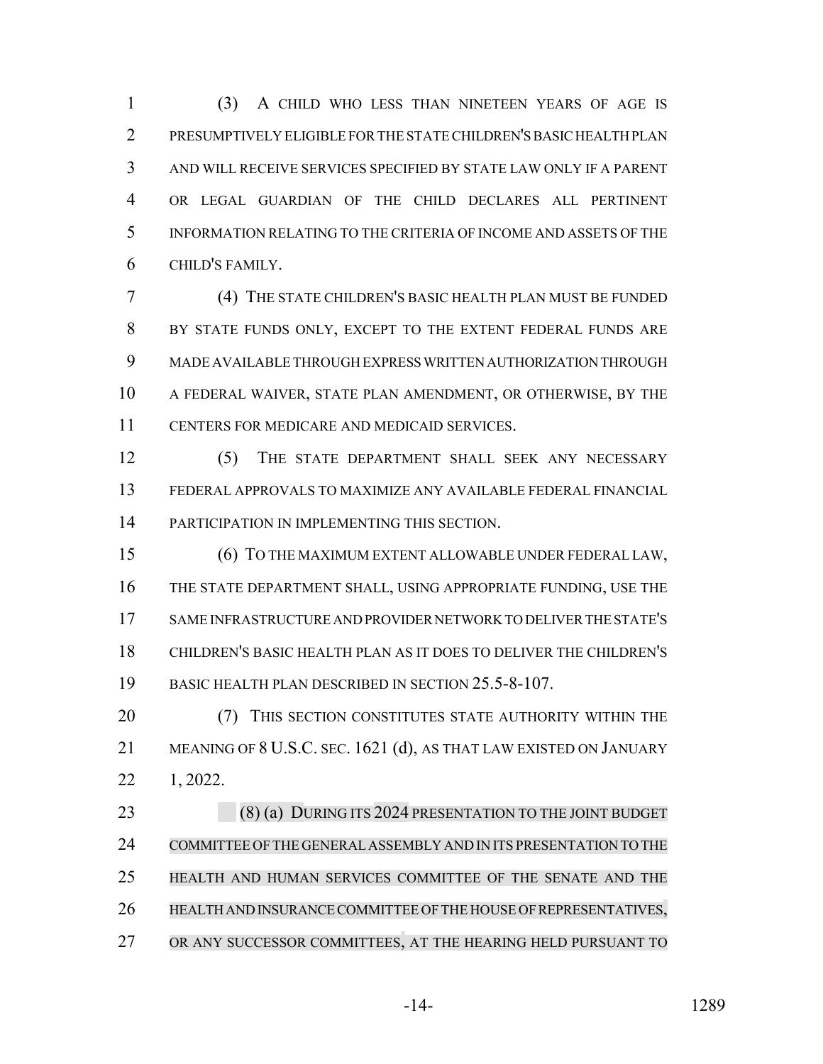(3) A CHILD WHO LESS THAN NINETEEN YEARS OF AGE IS PRESUMPTIVELY ELIGIBLE FOR THE STATE CHILDREN'S BASIC HEALTH PLAN AND WILL RECEIVE SERVICES SPECIFIED BY STATE LAW ONLY IF A PARENT OR LEGAL GUARDIAN OF THE CHILD DECLARES ALL PERTINENT INFORMATION RELATING TO THE CRITERIA OF INCOME AND ASSETS OF THE CHILD'S FAMILY.

(4) THE STATE CHILDREN'S BASIC HEALTH PLAN MUST BE FUNDED BY STATE FUNDS ONLY, EXCEPT TO THE EXTENT FEDERAL FUNDS ARE MADE AVAILABLE THROUGH EXPRESS WRITTEN AUTHORIZATION THROUGH A FEDERAL WAIVER, STATE PLAN AMENDMENT, OR OTHERWISE, BY THE CENTERS FOR MEDICARE AND MEDICAID SERVICES.

(5) THE STATE DEPARTMENT SHALL SEEK ANY NECESSARY FEDERAL APPROVALS TO MAXIMIZE ANY AVAILABLE FEDERAL FINANCIAL PARTICIPATION IN IMPLEMENTING THIS SECTION.

(6) TO THE MAXIMUM EXTENT ALLOWABLE UNDER FEDERAL LAW, THE STATE DEPARTMENT SHALL, USING APPROPRIATE FUNDING, USE THE SAME INFRASTRUCTURE AND PROVIDER NETWORK TO DELIVER THE STATE'S CHILDREN'S BASIC HEALTH PLAN AS IT DOES TO DELIVER THE CHILDREN'S BASIC HEALTH PLAN DESCRIBED IN SECTION 25.5-8-107.

(7) THIS SECTION CONSTITUTES STATE AUTHORITY WITHIN THE MEANING OF 8 U.S.C. SEC. 1621 (d), AS THAT LAW EXISTED ON JANUARY 1, 2022.

(8) (a) DURING ITS 2024 PRESENTATION TO THE JOINT BUDGET COMMITTEE OF THE GENERAL ASSEMBLY AND IN ITS PRESENTATION TO THE HEALTH AND HUMAN SERVICES COMMITTEE OF THE SENATE AND THE HEALTH AND INSURANCE COMMITTEE OF THE HOUSE OF REPRESENTATIVES, OR ANY SUCCESSOR COMMITTEES, AT THE HEARING HELD PURSUANT TO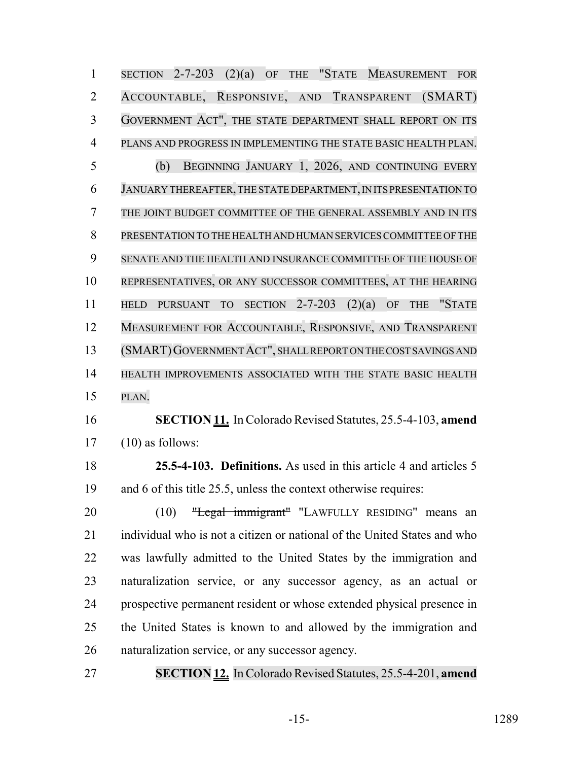SECTION 2-7-203 (2)(a) OF THE "STATE MEASUREMENT FOR ACCOUNTABLE, RESPONSIVE, AND TRANSPARENT (SMART) GOVERNMENT ACT", THE STATE DEPARTMENT SHALL REPORT ON ITS PLANS AND PROGRESS IN IMPLEMENTING THE STATE BASIC HEALTH PLAN.

(b) BEGINNING JANUARY 1, 2026, AND CONTINUING EVERY JANUARY THEREAFTER, THE STATE DEPARTMENT, IN ITS PRESENTATION TO THE JOINT BUDGET COMMITTEE OF THE GENERAL ASSEMBLY AND IN ITS PRESENTATION TO THE HEALTH AND HUMAN SERVICES COMMITTEE OF THE SENATE AND THE HEALTH AND INSURANCE COMMITTEE OF THE HOUSE OF REPRESENTATIVES, OR ANY SUCCESSOR COMMITTEES, AT THE HEARING HELD PURSUANT TO SECTION 2-7-203 (2)(a) OF THE "STATE MEASUREMENT FOR ACCOUNTABLE, RESPONSIVE, AND TRANSPARENT (SMART) GOVERNMENT ACT", SHALL REPORT ON THE COST SAVINGS AND HEALTH IMPROVEMENTS ASSOCIATED WITH THE STATE BASIC HEALTH PLAN.

**SECTION 11.** In Colorado Revised Statutes, 25.5-4-103, **amend** (10) as follows:

**25.5-4-103. Definitions.** As used in this article 4 and articles 5 and 6 of this title 25.5, unless the context otherwise requires:

(10) ~~"Legal immigrant"~~ "LAWFULLY RESIDING" means an individual who is not a citizen or national of the United States and who was lawfully admitted to the United States by the immigration and naturalization service, or any successor agency, as an actual or prospective permanent resident or whose extended physical presence in the United States is known to and allowed by the immigration and naturalization service, or any successor agency.

**SECTION 12.** In Colorado Revised Statutes, 25.5-4-201, **amend**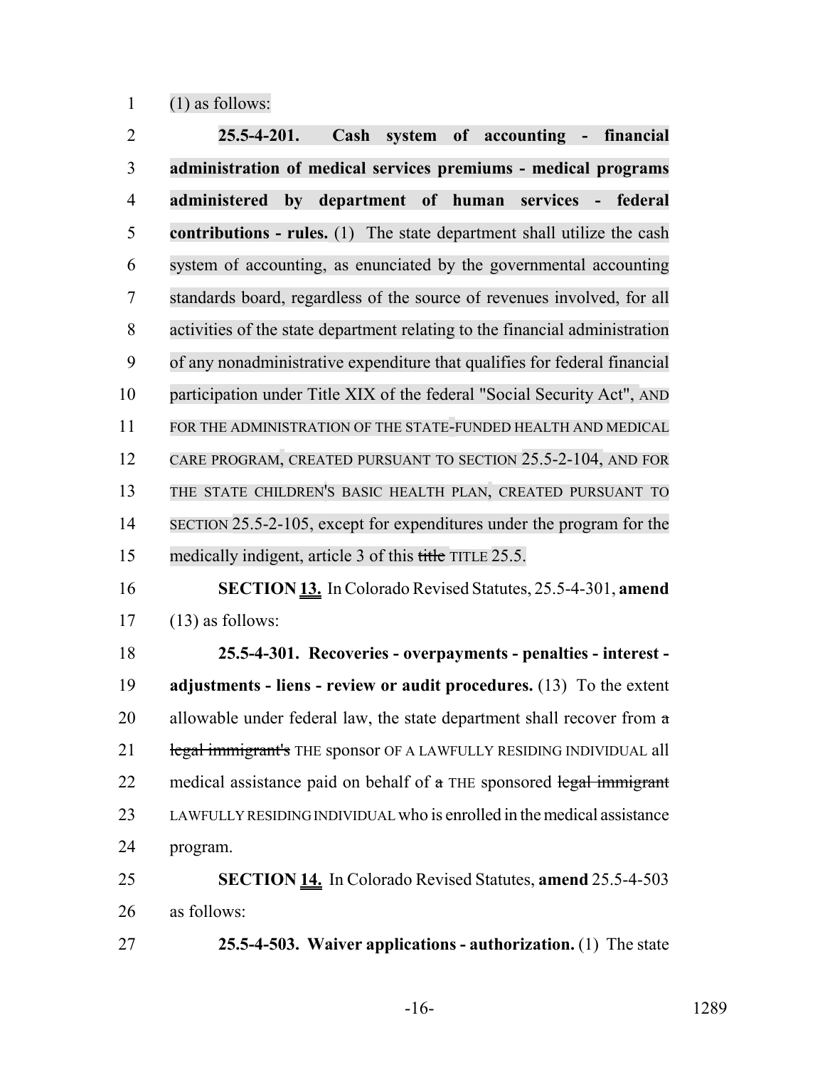(1) as follows:

**25.5-4-201. Cash system of accounting - financial administration of medical services premiums - medical programs administered by department of human services - federal contributions - rules.** (1) The state department shall utilize the cash system of accounting, as enunciated by the governmental accounting standards board, regardless of the source of revenues involved, for all activities of the state department relating to the financial administration of any nonadministrative expenditure that qualifies for federal financial participation under Title XIX of the federal "Social Security Act", AND FOR THE ADMINISTRATION OF THE STATE-FUNDED HEALTH AND MEDICAL CARE PROGRAM, CREATED PURSUANT TO SECTION 25.5-2-104, AND FOR THE STATE CHILDREN'S BASIC HEALTH PLAN, CREATED PURSUANT TO SECTION 25.5-2-105, except for expenditures under the program for the medically indigent, article 3 of this ~~title~~ TITLE 25.5.

**SECTION 13.** In Colorado Revised Statutes, 25.5-4-301, **amend** (13) as follows:

**25.5-4-301. Recoveries - overpayments - penalties - interest - adjustments - liens - review or audit procedures.** (13) To the extent allowable under federal law, the state department shall recover from ~~a legal immigrant's~~ THE sponsor OF A LAWFULLY RESIDING INDIVIDUAL all medical assistance paid on behalf of ~~a~~ THE sponsored ~~legal immigrant~~ LAWFULLY RESIDING INDIVIDUAL who is enrolled in the medical assistance program.

**SECTION 14.** In Colorado Revised Statutes, **amend** 25.5-4-503 as follows:

**25.5-4-503. Waiver applications - authorization.** (1) The state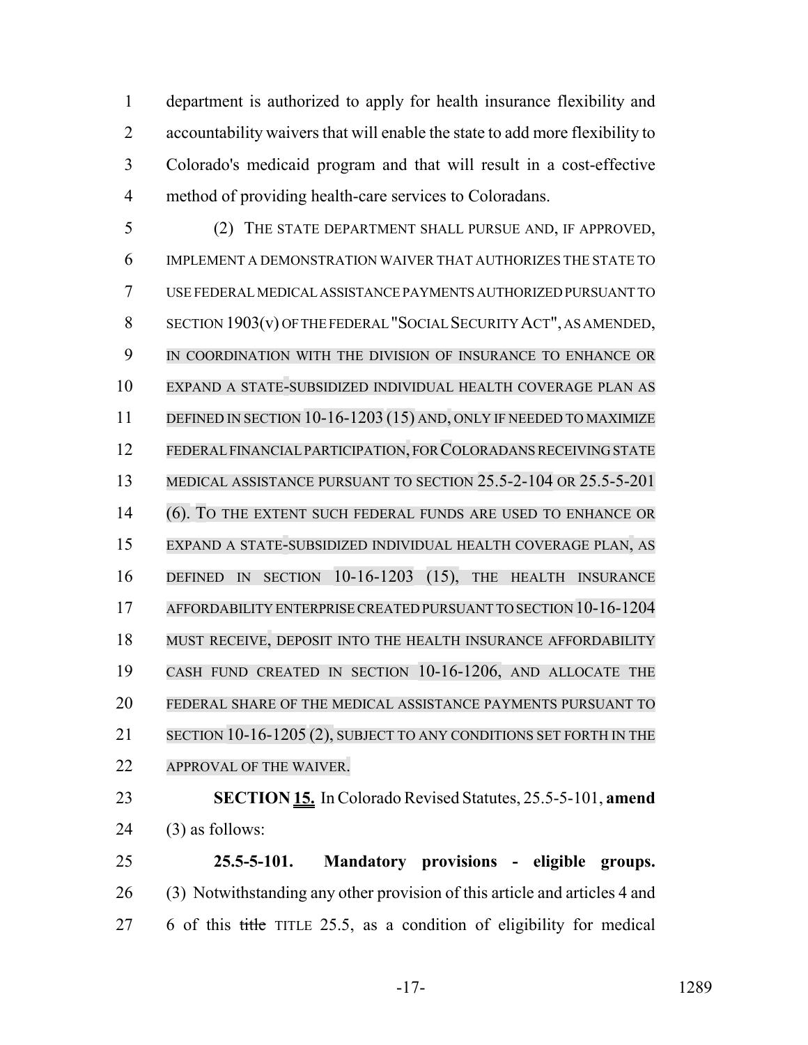department is authorized to apply for health insurance flexibility and accountability waivers that will enable the state to add more flexibility to Colorado's medicaid program and that will result in a cost-effective method of providing health-care services to Coloradans.

(2) THE STATE DEPARTMENT SHALL PURSUE AND, IF APPROVED, IMPLEMENT A DEMONSTRATION WAIVER THAT AUTHORIZES THE STATE TO USE FEDERAL MEDICAL ASSISTANCE PAYMENTS AUTHORIZED PURSUANT TO SECTION 1903(v) OF THE FEDERAL "SOCIAL SECURITY ACT", AS AMENDED, IN COORDINATION WITH THE DIVISION OF INSURANCE TO ENHANCE OR EXPAND A STATE-SUBSIDIZED INDIVIDUAL HEALTH COVERAGE PLAN AS DEFINED IN SECTION 10-16-1203 (15) AND, ONLY IF NEEDED TO MAXIMIZE FEDERAL FINANCIAL PARTICIPATION, FOR COLORADANS RECEIVING STATE MEDICAL ASSISTANCE PURSUANT TO SECTION 25.5-2-104 OR 25.5-5-201 (6). TO THE EXTENT SUCH FEDERAL FUNDS ARE USED TO ENHANCE OR EXPAND A STATE-SUBSIDIZED INDIVIDUAL HEALTH COVERAGE PLAN, AS DEFINED IN SECTION 10-16-1203 (15), THE HEALTH INSURANCE AFFORDABILITY ENTERPRISE CREATED PURSUANT TO SECTION 10-16-1204 MUST RECEIVE, DEPOSIT INTO THE HEALTH INSURANCE AFFORDABILITY CASH FUND CREATED IN SECTION 10-16-1206, AND ALLOCATE THE FEDERAL SHARE OF THE MEDICAL ASSISTANCE PAYMENTS PURSUANT TO SECTION 10-16-1205 (2), SUBJECT TO ANY CONDITIONS SET FORTH IN THE APPROVAL OF THE WAIVER.

**SECTION 15.** In Colorado Revised Statutes, 25.5-5-101, **amend** (3) as follows:

**25.5-5-101. Mandatory provisions - eligible groups.** (3) Notwithstanding any other provision of this article and articles 4 and 6 of this ~~title~~ TITLE 25.5, as a condition of eligibility for medical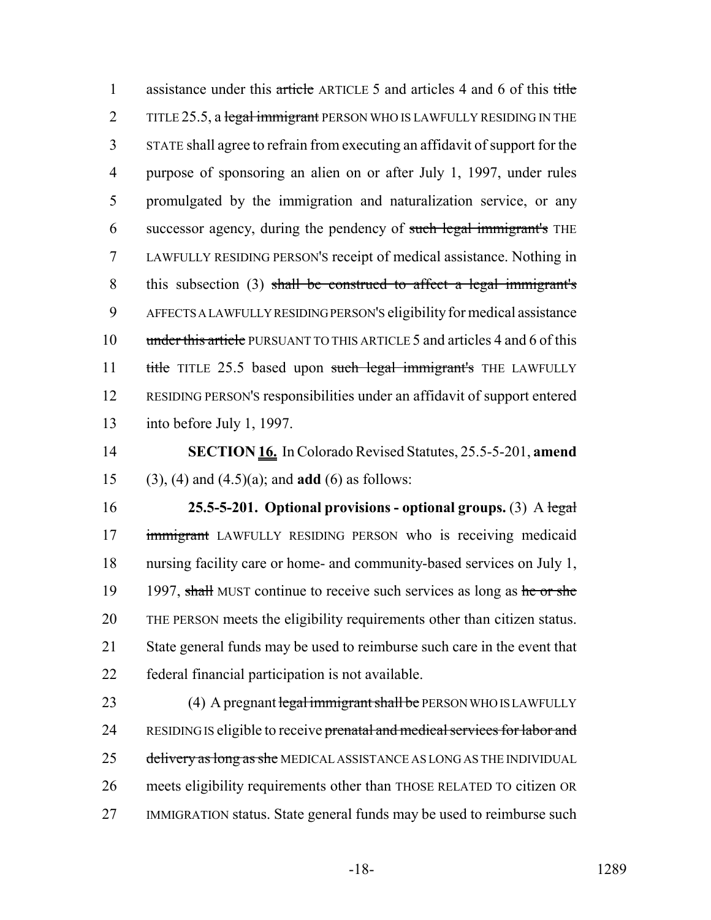assistance under this ~~article~~ ARTICLE 5 and articles 4 and 6 of this ~~title~~ TITLE 25.5, a ~~legal immigrant~~ PERSON WHO IS LAWFULLY RESIDING IN THE STATE shall agree to refrain from executing an affidavit of support for the purpose of sponsoring an alien on or after July 1, 1997, under rules promulgated by the immigration and naturalization service, or any successor agency, during the pendency of ~~such legal immigrant's~~ THE LAWFULLY RESIDING PERSON'S receipt of medical assistance. Nothing in this subsection (3) ~~shall be construed to affect a legal immigrant's~~ AFFECTS A LAWFULLY RESIDING PERSON'S eligibility for medical assistance ~~under this article~~ PURSUANT TO THIS ARTICLE 5 and articles 4 and 6 of this ~~title~~ TITLE 25.5 based upon ~~such legal immigrant's~~ THE LAWFULLY RESIDING PERSON'S responsibilities under an affidavit of support entered into before July 1, 1997.

**SECTION 16.** In Colorado Revised Statutes, 25.5-5-201, **amend** (3), (4) and (4.5)(a); and **add** (6) as follows:

**25.5-5-201. Optional provisions - optional groups.** (3) A ~~legal immigrant~~ LAWFULLY RESIDING PERSON who is receiving medicaid nursing facility care or home- and community-based services on July 1, 1997, ~~shall~~ MUST continue to receive such services as long as ~~he or she~~ THE PERSON meets the eligibility requirements other than citizen status. State general funds may be used to reimburse such care in the event that federal financial participation is not available.

(4) A pregnant ~~legal immigrant shall be~~ PERSON WHO IS LAWFULLY RESIDING IS eligible to receive ~~prenatal and medical services for labor and delivery as long as she~~ MEDICAL ASSISTANCE AS LONG AS THE INDIVIDUAL meets eligibility requirements other than THOSE RELATED TO citizen OR IMMIGRATION status. State general funds may be used to reimburse such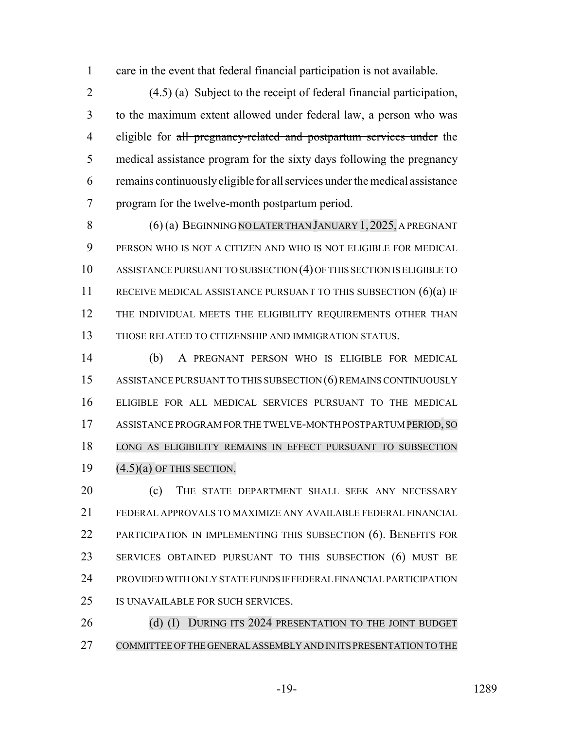care in the event that federal financial participation is not available.

(4.5) (a) Subject to the receipt of federal financial participation, to the maximum extent allowed under federal law, a person who was eligible for ~~all pregnancy-related and postpartum services under~~ the medical assistance program for the sixty days following the pregnancy remains continuously eligible for all services under the medical assistance program for the twelve-month postpartum period.

(6) (a) BEGINNING NO LATER THAN JANUARY 1, 2025, A PREGNANT PERSON WHO IS NOT A CITIZEN AND WHO IS NOT ELIGIBLE FOR MEDICAL ASSISTANCE PURSUANT TO SUBSECTION (4) OF THIS SECTION IS ELIGIBLE TO RECEIVE MEDICAL ASSISTANCE PURSUANT TO THIS SUBSECTION (6)(a) IF THE INDIVIDUAL MEETS THE ELIGIBILITY REQUIREMENTS OTHER THAN THOSE RELATED TO CITIZENSHIP AND IMMIGRATION STATUS.

(b) A PREGNANT PERSON WHO IS ELIGIBLE FOR MEDICAL ASSISTANCE PURSUANT TO THIS SUBSECTION (6) REMAINS CONTINUOUSLY ELIGIBLE FOR ALL MEDICAL SERVICES PURSUANT TO THE MEDICAL ASSISTANCE PROGRAM FOR THE TWELVE-MONTH POSTPARTUM PERIOD, SO LONG AS ELIGIBILITY REMAINS IN EFFECT PURSUANT TO SUBSECTION (4.5)(a) OF THIS SECTION.

(c) THE STATE DEPARTMENT SHALL SEEK ANY NECESSARY FEDERAL APPROVALS TO MAXIMIZE ANY AVAILABLE FEDERAL FINANCIAL PARTICIPATION IN IMPLEMENTING THIS SUBSECTION (6). BENEFITS FOR SERVICES OBTAINED PURSUANT TO THIS SUBSECTION (6) MUST BE PROVIDED WITH ONLY STATE FUNDS IF FEDERAL FINANCIAL PARTICIPATION IS UNAVAILABLE FOR SUCH SERVICES.

(d) (I) DURING ITS 2024 PRESENTATION TO THE JOINT BUDGET COMMITTEE OF THE GENERAL ASSEMBLY AND IN ITS PRESENTATION TO THE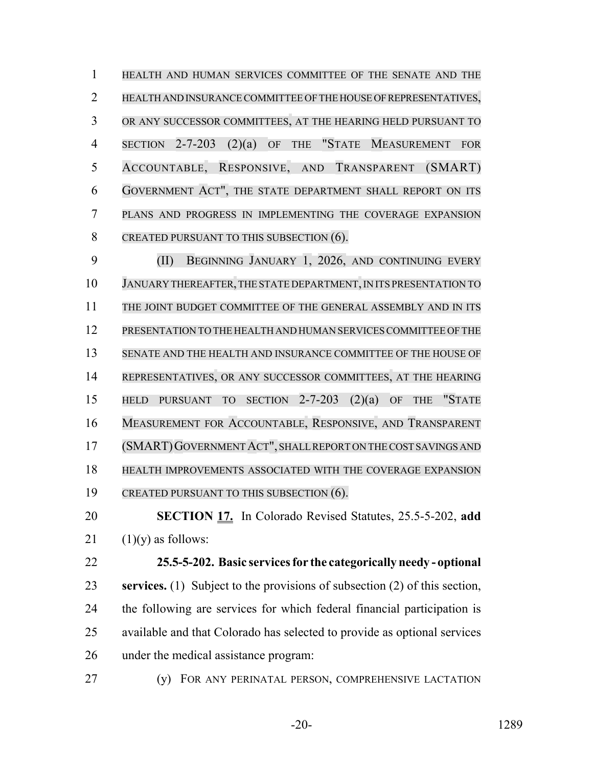HEALTH AND HUMAN SERVICES COMMITTEE OF THE SENATE AND THE HEALTH AND INSURANCE COMMITTEE OF THE HOUSE OF REPRESENTATIVES, OR ANY SUCCESSOR COMMITTEES, AT THE HEARING HELD PURSUANT TO SECTION 2-7-203 (2)(a) OF THE "STATE MEASUREMENT FOR ACCOUNTABLE, RESPONSIVE, AND TRANSPARENT (SMART) GOVERNMENT ACT", THE STATE DEPARTMENT SHALL REPORT ON ITS PLANS AND PROGRESS IN IMPLEMENTING THE COVERAGE EXPANSION CREATED PURSUANT TO THIS SUBSECTION (6).

(II) BEGINNING JANUARY 1, 2026, AND CONTINUING EVERY JANUARY THEREAFTER, THE STATE DEPARTMENT, IN ITS PRESENTATION TO THE JOINT BUDGET COMMITTEE OF THE GENERAL ASSEMBLY AND IN ITS PRESENTATION TO THE HEALTH AND HUMAN SERVICES COMMITTEE OF THE SENATE AND THE HEALTH AND INSURANCE COMMITTEE OF THE HOUSE OF REPRESENTATIVES, OR ANY SUCCESSOR COMMITTEES, AT THE HEARING HELD PURSUANT TO SECTION 2-7-203 (2)(a) OF THE "STATE MEASUREMENT FOR ACCOUNTABLE, RESPONSIVE, AND TRANSPARENT (SMART) GOVERNMENT ACT", SHALL REPORT ON THE COST SAVINGS AND HEALTH IMPROVEMENTS ASSOCIATED WITH THE COVERAGE EXPANSION CREATED PURSUANT TO THIS SUBSECTION (6).

**SECTION 17.** In Colorado Revised Statutes, 25.5-5-202, **add** (1)(y) as follows:

**25.5-5-202. Basic services for the categorically needy - optional services.** (1) Subject to the provisions of subsection (2) of this section, the following are services for which federal financial participation is available and that Colorado has selected to provide as optional services under the medical assistance program:

(y) FOR ANY PERINATAL PERSON, COMPREHENSIVE LACTATION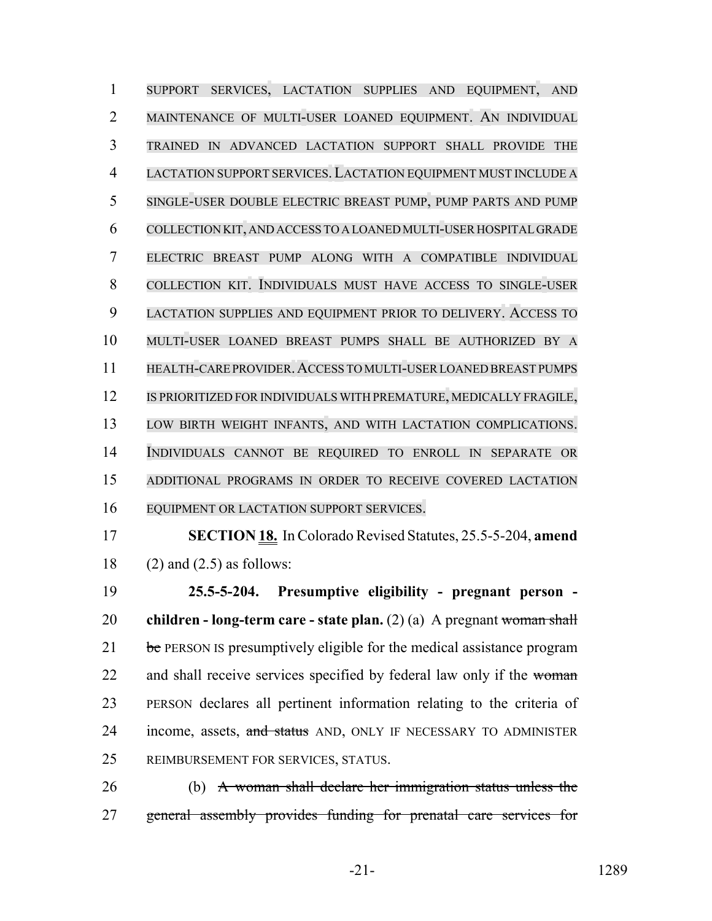SUPPORT SERVICES, LACTATION SUPPLIES AND EQUIPMENT, AND MAINTENANCE OF MULTI-USER LOANED EQUIPMENT. AN INDIVIDUAL TRAINED IN ADVANCED LACTATION SUPPORT SHALL PROVIDE THE LACTATION SUPPORT SERVICES. LACTATION EQUIPMENT MUST INCLUDE A SINGLE-USER DOUBLE ELECTRIC BREAST PUMP, PUMP PARTS AND PUMP COLLECTION KIT, AND ACCESS TO A LOANED MULTI-USER HOSPITAL GRADE ELECTRIC BREAST PUMP ALONG WITH A COMPATIBLE INDIVIDUAL COLLECTION KIT. INDIVIDUALS MUST HAVE ACCESS TO SINGLE-USER LACTATION SUPPLIES AND EQUIPMENT PRIOR TO DELIVERY. ACCESS TO MULTI-USER LOANED BREAST PUMPS SHALL BE AUTHORIZED BY A HEALTH-CARE PROVIDER. ACCESS TO MULTI-USER LOANED BREAST PUMPS IS PRIORITIZED FOR INDIVIDUALS WITH PREMATURE, MEDICALLY FRAGILE, LOW BIRTH WEIGHT INFANTS, AND WITH LACTATION COMPLICATIONS. INDIVIDUALS CANNOT BE REQUIRED TO ENROLL IN SEPARATE OR ADDITIONAL PROGRAMS IN ORDER TO RECEIVE COVERED LACTATION EQUIPMENT OR LACTATION SUPPORT SERVICES.

**SECTION 18.** In Colorado Revised Statutes, 25.5-5-204, **amend** (2) and (2.5) as follows:

**25.5-5-204. Presumptive eligibility - pregnant person - children - long-term care - state plan.** (2) (a) A pregnant ~~woman shall be~~ PERSON IS presumptively eligible for the medical assistance program and shall receive services specified by federal law only if the ~~woman~~ PERSON declares all pertinent information relating to the criteria of income, assets, ~~and status~~ AND, ONLY IF NECESSARY TO ADMINISTER REIMBURSEMENT FOR SERVICES, STATUS.

(b) ~~A woman shall declare her immigration status unless the general assembly provides funding for prenatal care services for~~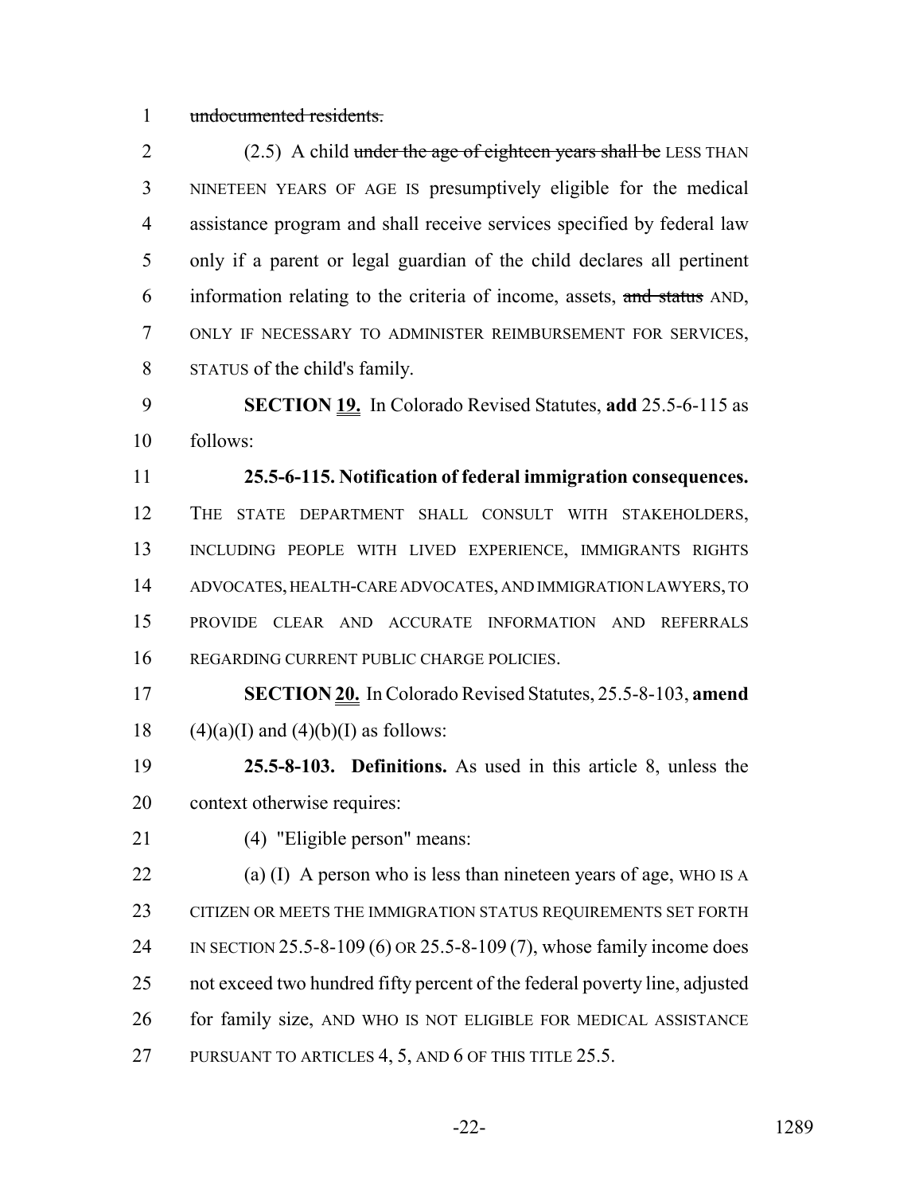~~undocumented residents.~~

(2.5) A child ~~under the age of eighteen years shall be~~ LESS THAN NINETEEN YEARS OF AGE IS presumptively eligible for the medical assistance program and shall receive services specified by federal law only if a parent or legal guardian of the child declares all pertinent information relating to the criteria of income, assets, ~~and status~~ AND, ONLY IF NECESSARY TO ADMINISTER REIMBURSEMENT FOR SERVICES, STATUS of the child's family.

**SECTION 19.** In Colorado Revised Statutes, **add** 25.5-6-115 as follows:

**25.5-6-115. Notification of federal immigration consequences.** THE STATE DEPARTMENT SHALL CONSULT WITH STAKEHOLDERS, INCLUDING PEOPLE WITH LIVED EXPERIENCE, IMMIGRANTS RIGHTS ADVOCATES, HEALTH-CARE ADVOCATES, AND IMMIGRATION LAWYERS, TO PROVIDE CLEAR AND ACCURATE INFORMATION AND REFERRALS REGARDING CURRENT PUBLIC CHARGE POLICIES.

**SECTION 20.** In Colorado Revised Statutes, 25.5-8-103, **amend** (4)(a)(I) and (4)(b)(I) as follows:

**25.5-8-103. Definitions.** As used in this article 8, unless the context otherwise requires:

(4) "Eligible person" means:

(a) (I) A person who is less than nineteen years of age, WHO IS A CITIZEN OR MEETS THE IMMIGRATION STATUS REQUIREMENTS SET FORTH IN SECTION 25.5-8-109 (6) OR 25.5-8-109 (7), whose family income does not exceed two hundred fifty percent of the federal poverty line, adjusted for family size, AND WHO IS NOT ELIGIBLE FOR MEDICAL ASSISTANCE PURSUANT TO ARTICLES 4, 5, AND 6 OF THIS TITLE 25.5.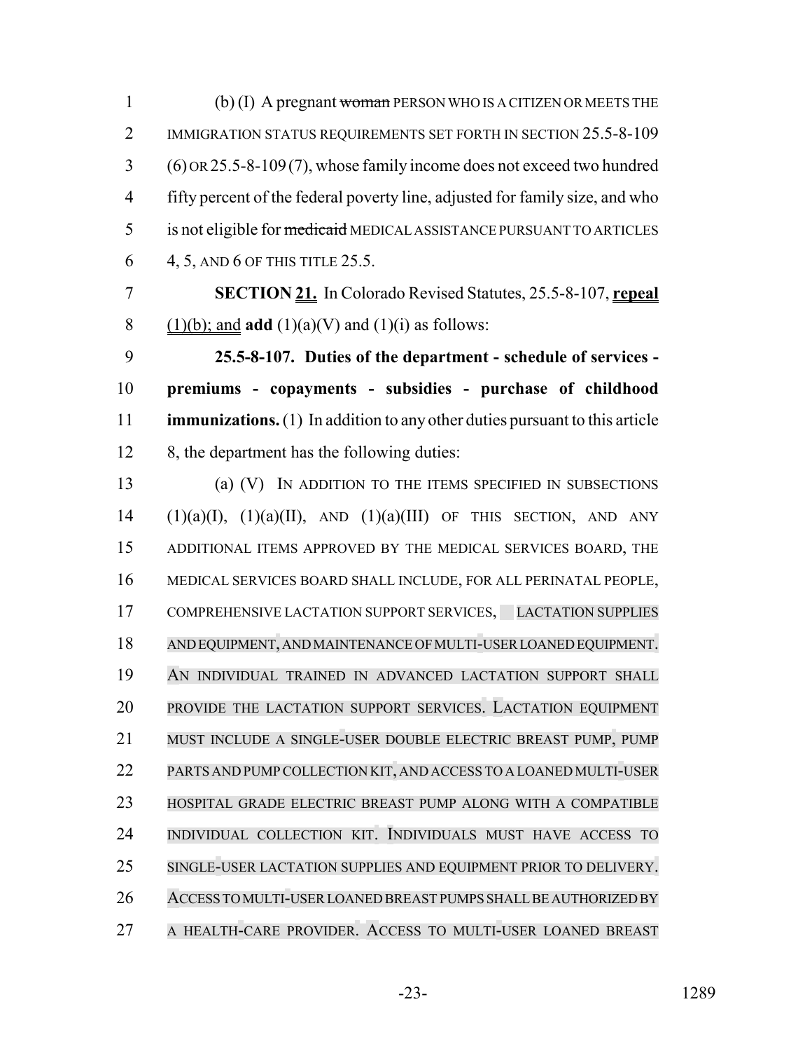(b) (I) A pregnant ~~woman~~ PERSON WHO IS A CITIZEN OR MEETS THE IMMIGRATION STATUS REQUIREMENTS SET FORTH IN SECTION 25.5-8-109 (6) OR 25.5-8-109 (7), whose family income does not exceed two hundred fifty percent of the federal poverty line, adjusted for family size, and who is not eligible for ~~medicaid~~ MEDICAL ASSISTANCE PURSUANT TO ARTICLES 4, 5, AND 6 OF THIS TITLE 25.5.

**SECTION 21.** In Colorado Revised Statutes, 25.5-8-107, **repeal** (1)(b); and **add** (1)(a)(V) and (1)(i) as follows:

**25.5-8-107. Duties of the department - schedule of services - premiums - copayments - subsidies - purchase of childhood immunizations.** (1) In addition to any other duties pursuant to this article 8, the department has the following duties:

(a) (V) IN ADDITION TO THE ITEMS SPECIFIED IN SUBSECTIONS (1)(a)(I), (1)(a)(II), AND (1)(a)(III) OF THIS SECTION, AND ANY ADDITIONAL ITEMS APPROVED BY THE MEDICAL SERVICES BOARD, THE MEDICAL SERVICES BOARD SHALL INCLUDE, FOR ALL PERINATAL PEOPLE, COMPREHENSIVE LACTATION SUPPORT SERVICES, LACTATION SUPPLIES AND EQUIPMENT, AND MAINTENANCE OF MULTI-USER LOANED EQUIPMENT. AN INDIVIDUAL TRAINED IN ADVANCED LACTATION SUPPORT SHALL PROVIDE THE LACTATION SUPPORT SERVICES. LACTATION EQUIPMENT MUST INCLUDE A SINGLE-USER DOUBLE ELECTRIC BREAST PUMP, PUMP PARTS AND PUMP COLLECTION KIT, AND ACCESS TO A LOANED MULTI-USER HOSPITAL GRADE ELECTRIC BREAST PUMP ALONG WITH A COMPATIBLE INDIVIDUAL COLLECTION KIT. INDIVIDUALS MUST HAVE ACCESS TO SINGLE-USER LACTATION SUPPLIES AND EQUIPMENT PRIOR TO DELIVERY. ACCESS TO MULTI-USER LOANED BREAST PUMPS SHALL BE AUTHORIZED BY A HEALTH-CARE PROVIDER. ACCESS TO MULTI-USER LOANED BREAST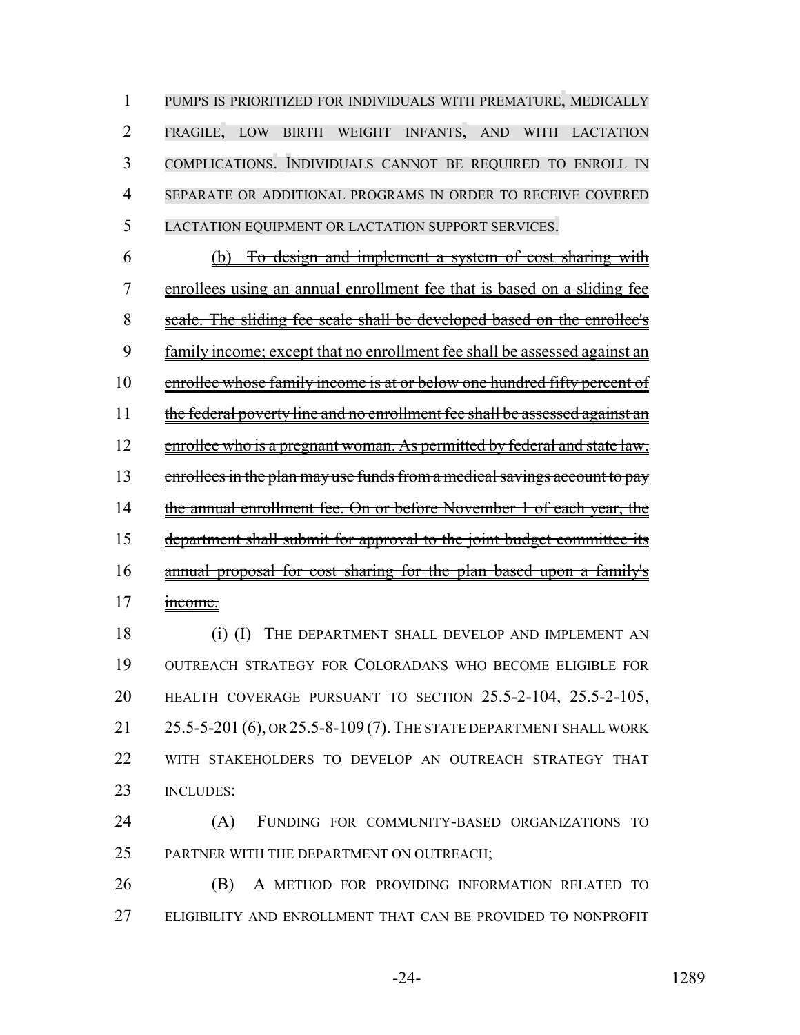PUMPS IS PRIORITIZED FOR INDIVIDUALS WITH PREMATURE, MEDICALLY FRAGILE, LOW BIRTH WEIGHT INFANTS, AND WITH LACTATION COMPLICATIONS. INDIVIDUALS CANNOT BE REQUIRED TO ENROLL IN SEPARATE OR ADDITIONAL PROGRAMS IN ORDER TO RECEIVE COVERED LACTATION EQUIPMENT OR LACTATION SUPPORT SERVICES.

(b) ~~To design and implement a system of cost sharing with enrollees using an annual enrollment fee that is based on a sliding fee scale. The sliding fee scale shall be developed based on the enrollee's family income; except that no enrollment fee shall be assessed against an enrollee whose family income is at or below one hundred fifty percent of the federal poverty line and no enrollment fee shall be assessed against an enrollee who is a pregnant woman. As permitted by federal and state law, enrollees in the plan may use funds from a medical savings account to pay the annual enrollment fee. On or before November 1 of each year, the department shall submit for approval to the joint budget committee its annual proposal for cost sharing for the plan based upon a family's income.~~

(i) (I) THE DEPARTMENT SHALL DEVELOP AND IMPLEMENT AN OUTREACH STRATEGY FOR COLORADANS WHO BECOME ELIGIBLE FOR HEALTH COVERAGE PURSUANT TO SECTION 25.5-2-104, 25.5-2-105, 25.5-5-201 (6), OR 25.5-8-109 (7). THE STATE DEPARTMENT SHALL WORK WITH STAKEHOLDERS TO DEVELOP AN OUTREACH STRATEGY THAT INCLUDES:

(A) FUNDING FOR COMMUNITY-BASED ORGANIZATIONS TO PARTNER WITH THE DEPARTMENT ON OUTREACH;

(B) A METHOD FOR PROVIDING INFORMATION RELATED TO ELIGIBILITY AND ENROLLMENT THAT CAN BE PROVIDED TO NONPROFIT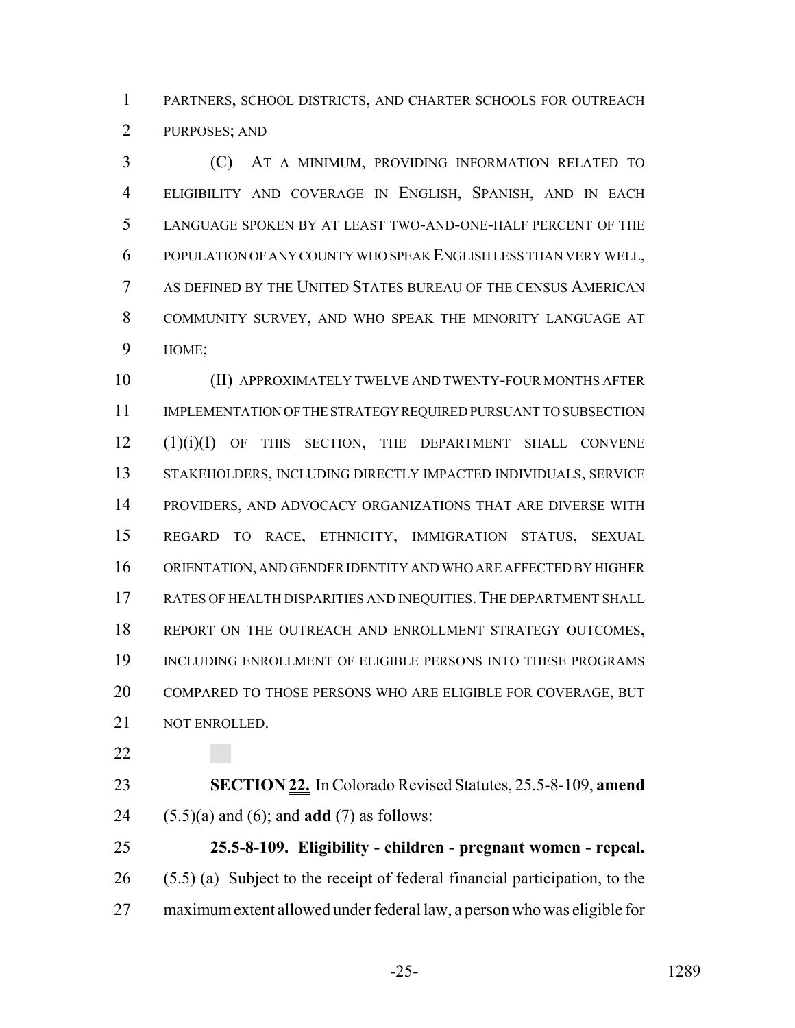PARTNERS, SCHOOL DISTRICTS, AND CHARTER SCHOOLS FOR OUTREACH PURPOSES; AND

(C) AT A MINIMUM, PROVIDING INFORMATION RELATED TO ELIGIBILITY AND COVERAGE IN ENGLISH, SPANISH, AND IN EACH LANGUAGE SPOKEN BY AT LEAST TWO-AND-ONE-HALF PERCENT OF THE POPULATION OF ANY COUNTY WHO SPEAK ENGLISH LESS THAN VERY WELL, AS DEFINED BY THE UNITED STATES BUREAU OF THE CENSUS AMERICAN COMMUNITY SURVEY, AND WHO SPEAK THE MINORITY LANGUAGE AT HOME;

(II) APPROXIMATELY TWELVE AND TWENTY-FOUR MONTHS AFTER IMPLEMENTATION OF THE STRATEGY REQUIRED PURSUANT TO SUBSECTION (1)(i)(I) OF THIS SECTION, THE DEPARTMENT SHALL CONVENE STAKEHOLDERS, INCLUDING DIRECTLY IMPACTED INDIVIDUALS, SERVICE PROVIDERS, AND ADVOCACY ORGANIZATIONS THAT ARE DIVERSE WITH REGARD TO RACE, ETHNICITY, IMMIGRATION STATUS, SEXUAL ORIENTATION, AND GENDER IDENTITY AND WHO ARE AFFECTED BY HIGHER RATES OF HEALTH DISPARITIES AND INEQUITIES. THE DEPARTMENT SHALL REPORT ON THE OUTREACH AND ENROLLMENT STRATEGY OUTCOMES, INCLUDING ENROLLMENT OF ELIGIBLE PERSONS INTO THESE PROGRAMS COMPARED TO THOSE PERSONS WHO ARE ELIGIBLE FOR COVERAGE, BUT NOT ENROLLED.

**SECTION 22.** In Colorado Revised Statutes, 25.5-8-109, **amend** (5.5)(a) and (6); and **add** (7) as follows:

**25.5-8-109. Eligibility - children - pregnant women - repeal.** (5.5) (a) Subject to the receipt of federal financial participation, to the maximum extent allowed under federal law, a person who was eligible for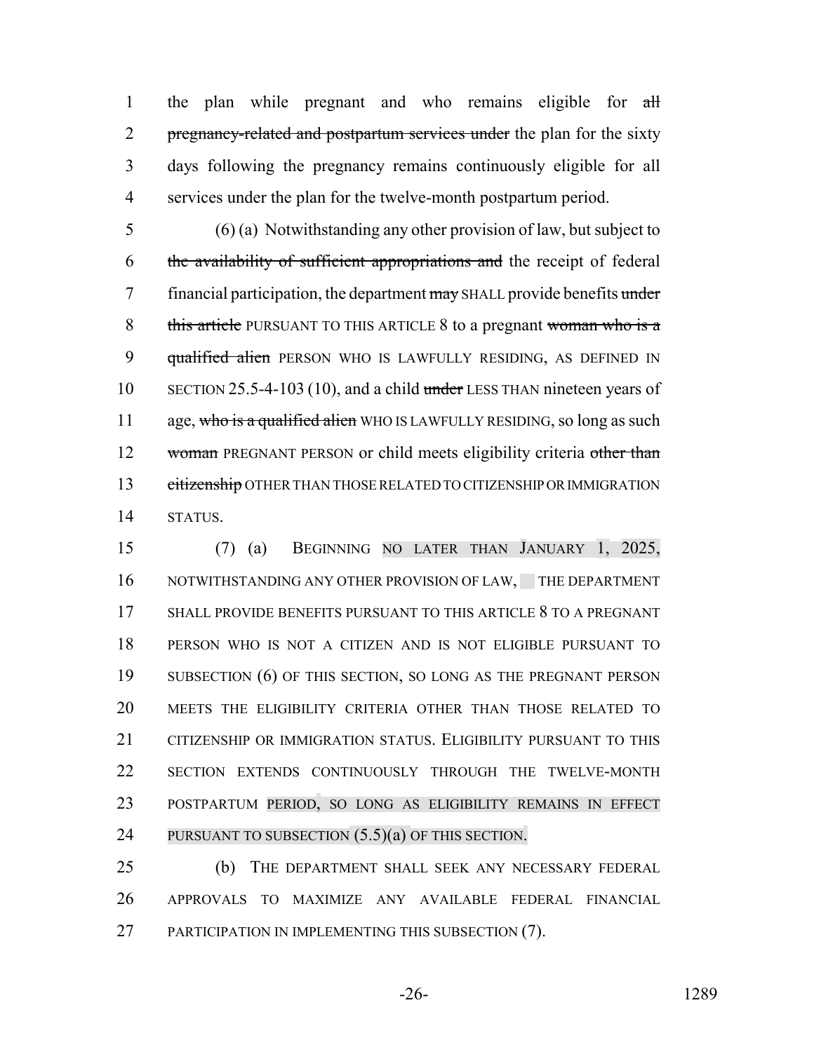the plan while pregnant and who remains eligible for ~~all pregnancy-related and postpartum services under~~ the plan for the sixty days following the pregnancy remains continuously eligible for all services under the plan for the twelve-month postpartum period.

(6) (a) Notwithstanding any other provision of law, but subject to ~~the availability of sufficient appropriations and~~ the receipt of federal financial participation, the department ~~may~~ SHALL provide benefits ~~under this article~~ PURSUANT TO THIS ARTICLE 8 to a pregnant ~~woman who is a qualified alien~~ PERSON WHO IS LAWFULLY RESIDING, AS DEFINED IN SECTION 25.5-4-103 (10), and a child ~~under~~ LESS THAN nineteen years of age, ~~who is a qualified alien~~ WHO IS LAWFULLY RESIDING, so long as such ~~woman~~ PREGNANT PERSON or child meets eligibility criteria ~~other than citizenship~~ OTHER THAN THOSE RELATED TO CITIZENSHIP OR IMMIGRATION STATUS.

(7) (a) BEGINNING NO LATER THAN JANUARY 1, 2025, NOTWITHSTANDING ANY OTHER PROVISION OF LAW, THE DEPARTMENT SHALL PROVIDE BENEFITS PURSUANT TO THIS ARTICLE 8 TO A PREGNANT PERSON WHO IS NOT A CITIZEN AND IS NOT ELIGIBLE PURSUANT TO SUBSECTION (6) OF THIS SECTION, SO LONG AS THE PREGNANT PERSON MEETS THE ELIGIBILITY CRITERIA OTHER THAN THOSE RELATED TO CITIZENSHIP OR IMMIGRATION STATUS. ELIGIBILITY PURSUANT TO THIS SECTION EXTENDS CONTINUOUSLY THROUGH THE TWELVE-MONTH POSTPARTUM PERIOD, SO LONG AS ELIGIBILITY REMAINS IN EFFECT PURSUANT TO SUBSECTION (5.5)(a) OF THIS SECTION.

(b) THE DEPARTMENT SHALL SEEK ANY NECESSARY FEDERAL APPROVALS TO MAXIMIZE ANY AVAILABLE FEDERAL FINANCIAL PARTICIPATION IN IMPLEMENTING THIS SUBSECTION (7).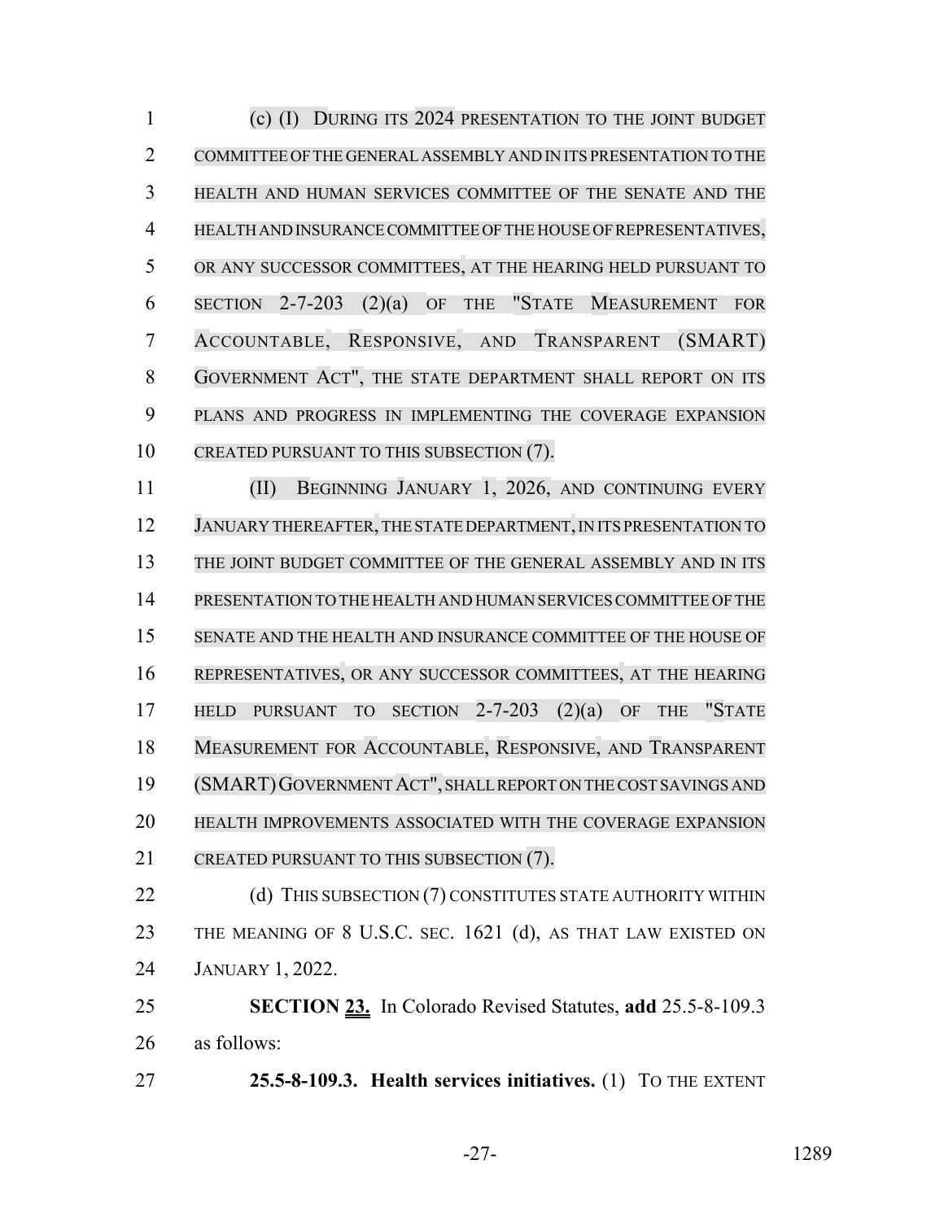(c) (I) DURING ITS 2024 PRESENTATION TO THE JOINT BUDGET COMMITTEE OF THE GENERAL ASSEMBLY AND IN ITS PRESENTATION TO THE HEALTH AND HUMAN SERVICES COMMITTEE OF THE SENATE AND THE HEALTH AND INSURANCE COMMITTEE OF THE HOUSE OF REPRESENTATIVES, OR ANY SUCCESSOR COMMITTEES, AT THE HEARING HELD PURSUANT TO SECTION 2-7-203 (2)(a) OF THE "STATE MEASUREMENT FOR ACCOUNTABLE, RESPONSIVE, AND TRANSPARENT (SMART) GOVERNMENT ACT", THE STATE DEPARTMENT SHALL REPORT ON ITS PLANS AND PROGRESS IN IMPLEMENTING THE COVERAGE EXPANSION CREATED PURSUANT TO THIS SUBSECTION (7).

(II) BEGINNING JANUARY 1, 2026, AND CONTINUING EVERY JANUARY THEREAFTER, THE STATE DEPARTMENT, IN ITS PRESENTATION TO THE JOINT BUDGET COMMITTEE OF THE GENERAL ASSEMBLY AND IN ITS PRESENTATION TO THE HEALTH AND HUMAN SERVICES COMMITTEE OF THE SENATE AND THE HEALTH AND INSURANCE COMMITTEE OF THE HOUSE OF REPRESENTATIVES, OR ANY SUCCESSOR COMMITTEES, AT THE HEARING HELD PURSUANT TO SECTION 2-7-203 (2)(a) OF THE "STATE MEASUREMENT FOR ACCOUNTABLE, RESPONSIVE, AND TRANSPARENT (SMART) GOVERNMENT ACT", SHALL REPORT ON THE COST SAVINGS AND HEALTH IMPROVEMENTS ASSOCIATED WITH THE COVERAGE EXPANSION CREATED PURSUANT TO THIS SUBSECTION (7).

(d) THIS SUBSECTION (7) CONSTITUTES STATE AUTHORITY WITHIN THE MEANING OF 8 U.S.C. SEC. 1621 (d), AS THAT LAW EXISTED ON JANUARY 1, 2022.

**SECTION 23.** In Colorado Revised Statutes, **add** 25.5-8-109.3 as follows:

**25.5-8-109.3. Health services initiatives.** (1) TO THE EXTENT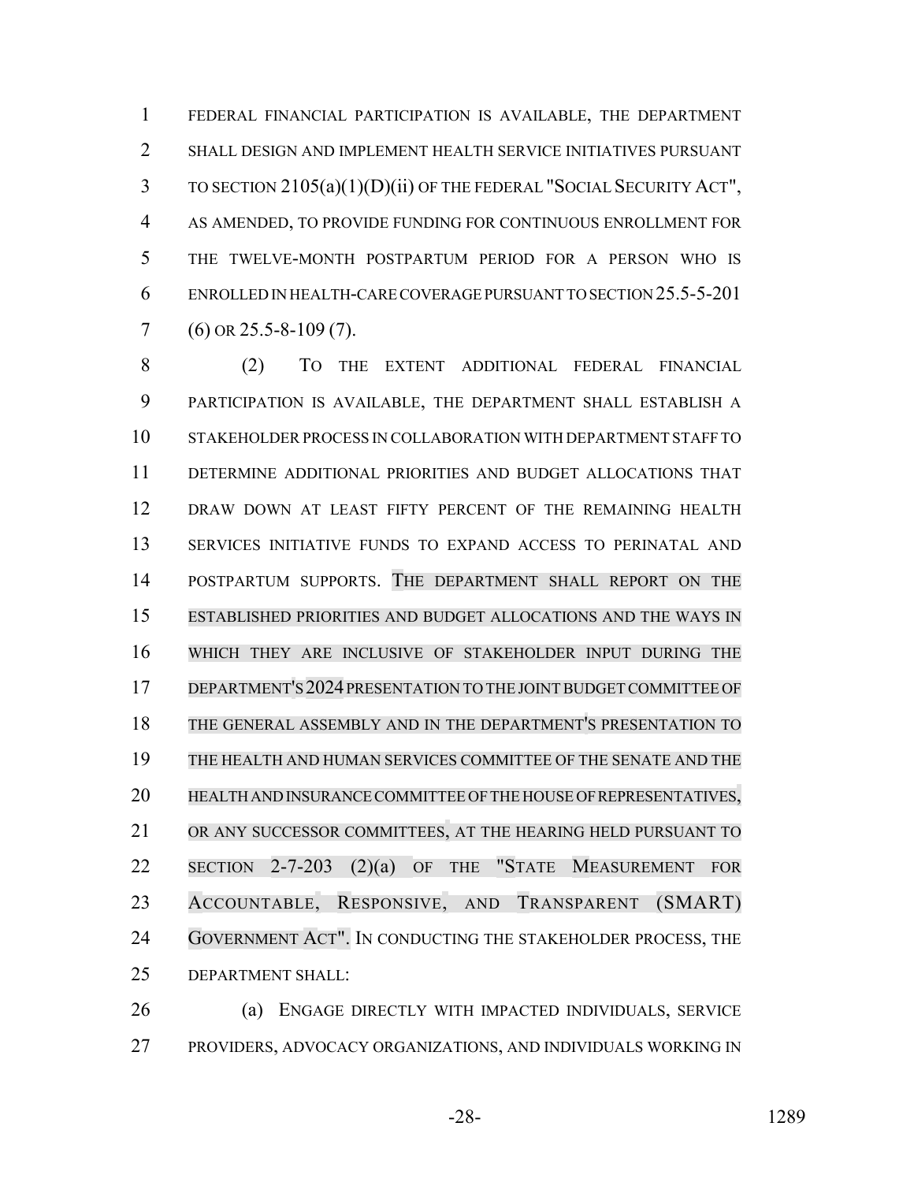FEDERAL FINANCIAL PARTICIPATION IS AVAILABLE, THE DEPARTMENT SHALL DESIGN AND IMPLEMENT HEALTH SERVICE INITIATIVES PURSUANT TO SECTION 2105(a)(1)(D)(ii) OF THE FEDERAL "SOCIAL SECURITY ACT", AS AMENDED, TO PROVIDE FUNDING FOR CONTINUOUS ENROLLMENT FOR THE TWELVE-MONTH POSTPARTUM PERIOD FOR A PERSON WHO IS ENROLLED IN HEALTH-CARE COVERAGE PURSUANT TO SECTION 25.5-5-201 (6) OR 25.5-8-109 (7).

(2) TO THE EXTENT ADDITIONAL FEDERAL FINANCIAL PARTICIPATION IS AVAILABLE, THE DEPARTMENT SHALL ESTABLISH A STAKEHOLDER PROCESS IN COLLABORATION WITH DEPARTMENT STAFF TO DETERMINE ADDITIONAL PRIORITIES AND BUDGET ALLOCATIONS THAT DRAW DOWN AT LEAST FIFTY PERCENT OF THE REMAINING HEALTH SERVICES INITIATIVE FUNDS TO EXPAND ACCESS TO PERINATAL AND POSTPARTUM SUPPORTS. THE DEPARTMENT SHALL REPORT ON THE ESTABLISHED PRIORITIES AND BUDGET ALLOCATIONS AND THE WAYS IN WHICH THEY ARE INCLUSIVE OF STAKEHOLDER INPUT DURING THE DEPARTMENT'S 2024 PRESENTATION TO THE JOINT BUDGET COMMITTEE OF THE GENERAL ASSEMBLY AND IN THE DEPARTMENT'S PRESENTATION TO THE HEALTH AND HUMAN SERVICES COMMITTEE OF THE SENATE AND THE HEALTH AND INSURANCE COMMITTEE OF THE HOUSE OF REPRESENTATIVES, OR ANY SUCCESSOR COMMITTEES, AT THE HEARING HELD PURSUANT TO SECTION 2-7-203 (2)(a) OF THE "STATE MEASUREMENT FOR ACCOUNTABLE, RESPONSIVE, AND TRANSPARENT (SMART) GOVERNMENT ACT". IN CONDUCTING THE STAKEHOLDER PROCESS, THE DEPARTMENT SHALL:

(a) ENGAGE DIRECTLY WITH IMPACTED INDIVIDUALS, SERVICE PROVIDERS, ADVOCACY ORGANIZATIONS, AND INDIVIDUALS WORKING IN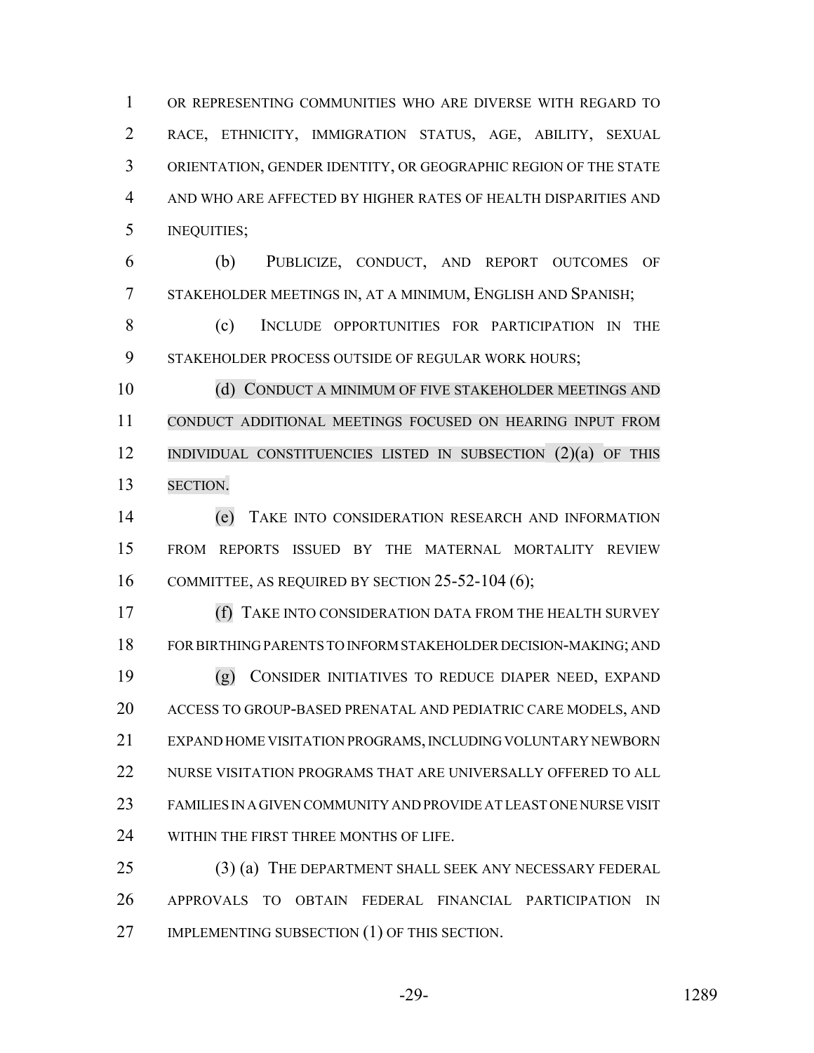OR REPRESENTING COMMUNITIES WHO ARE DIVERSE WITH REGARD TO RACE, ETHNICITY, IMMIGRATION STATUS, AGE, ABILITY, SEXUAL ORIENTATION, GENDER IDENTITY, OR GEOGRAPHIC REGION OF THE STATE AND WHO ARE AFFECTED BY HIGHER RATES OF HEALTH DISPARITIES AND INEQUITIES;

(b) PUBLICIZE, CONDUCT, AND REPORT OUTCOMES OF STAKEHOLDER MEETINGS IN, AT A MINIMUM, ENGLISH AND SPANISH;

(c) INCLUDE OPPORTUNITIES FOR PARTICIPATION IN THE STAKEHOLDER PROCESS OUTSIDE OF REGULAR WORK HOURS;

(d) CONDUCT A MINIMUM OF FIVE STAKEHOLDER MEETINGS AND CONDUCT ADDITIONAL MEETINGS FOCUSED ON HEARING INPUT FROM INDIVIDUAL CONSTITUENCIES LISTED IN SUBSECTION (2)(a) OF THIS SECTION.

(e) TAKE INTO CONSIDERATION RESEARCH AND INFORMATION FROM REPORTS ISSUED BY THE MATERNAL MORTALITY REVIEW COMMITTEE, AS REQUIRED BY SECTION 25-52-104 (6);

(f) TAKE INTO CONSIDERATION DATA FROM THE HEALTH SURVEY FOR BIRTHING PARENTS TO INFORM STAKEHOLDER DECISION-MAKING; AND

(g) CONSIDER INITIATIVES TO REDUCE DIAPER NEED, EXPAND ACCESS TO GROUP-BASED PRENATAL AND PEDIATRIC CARE MODELS, AND EXPAND HOME VISITATION PROGRAMS, INCLUDING VOLUNTARY NEWBORN NURSE VISITATION PROGRAMS THAT ARE UNIVERSALLY OFFERED TO ALL FAMILIES IN A GIVEN COMMUNITY AND PROVIDE AT LEAST ONE NURSE VISIT WITHIN THE FIRST THREE MONTHS OF LIFE.

(3) (a) THE DEPARTMENT SHALL SEEK ANY NECESSARY FEDERAL APPROVALS TO OBTAIN FEDERAL FINANCIAL PARTICIPATION IN IMPLEMENTING SUBSECTION (1) OF THIS SECTION.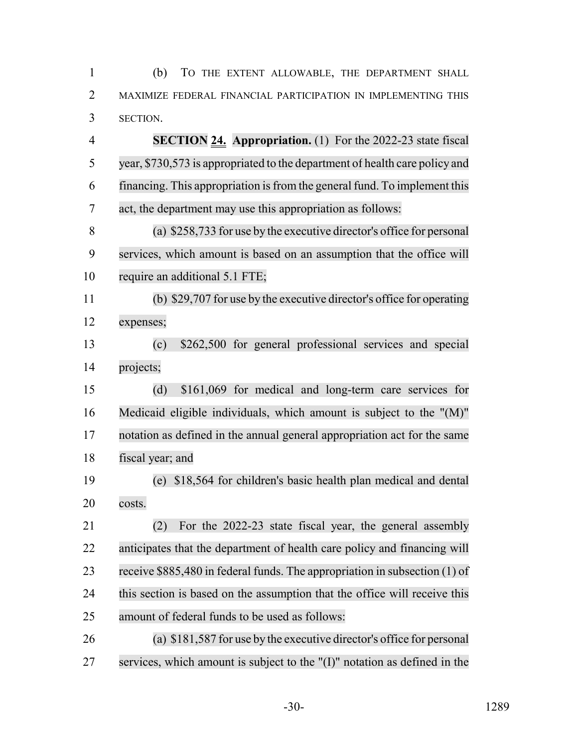(b) TO THE EXTENT ALLOWABLE, THE DEPARTMENT SHALL MAXIMIZE FEDERAL FINANCIAL PARTICIPATION IN IMPLEMENTING THIS SECTION.

**SECTION 24. Appropriation.** (1) For the 2022-23 state fiscal year, $730,573 is appropriated to the department of health care policy and financing. This appropriation is from the general fund. To implement this act, the department may use this appropriation as follows:

(a) $258,733 for use by the executive director's office for personal services, which amount is based on an assumption that the office will require an additional 5.1 FTE;

(b) $29,707 for use by the executive director's office for operating expenses;

(c) $262,500 for general professional services and special projects;

(d) $161,069 for medical and long-term care services for Medicaid eligible individuals, which amount is subject to the "(M)" notation as defined in the annual general appropriation act for the same fiscal year; and

(e) $18,564 for children's basic health plan medical and dental costs.

(2) For the 2022-23 state fiscal year, the general assembly anticipates that the department of health care policy and financing will receive $885,480 in federal funds. The appropriation in subsection (1) of this section is based on the assumption that the office will receive this amount of federal funds to be used as follows:

(a) $181,587 for use by the executive director's office for personal services, which amount is subject to the "(I)" notation as defined in the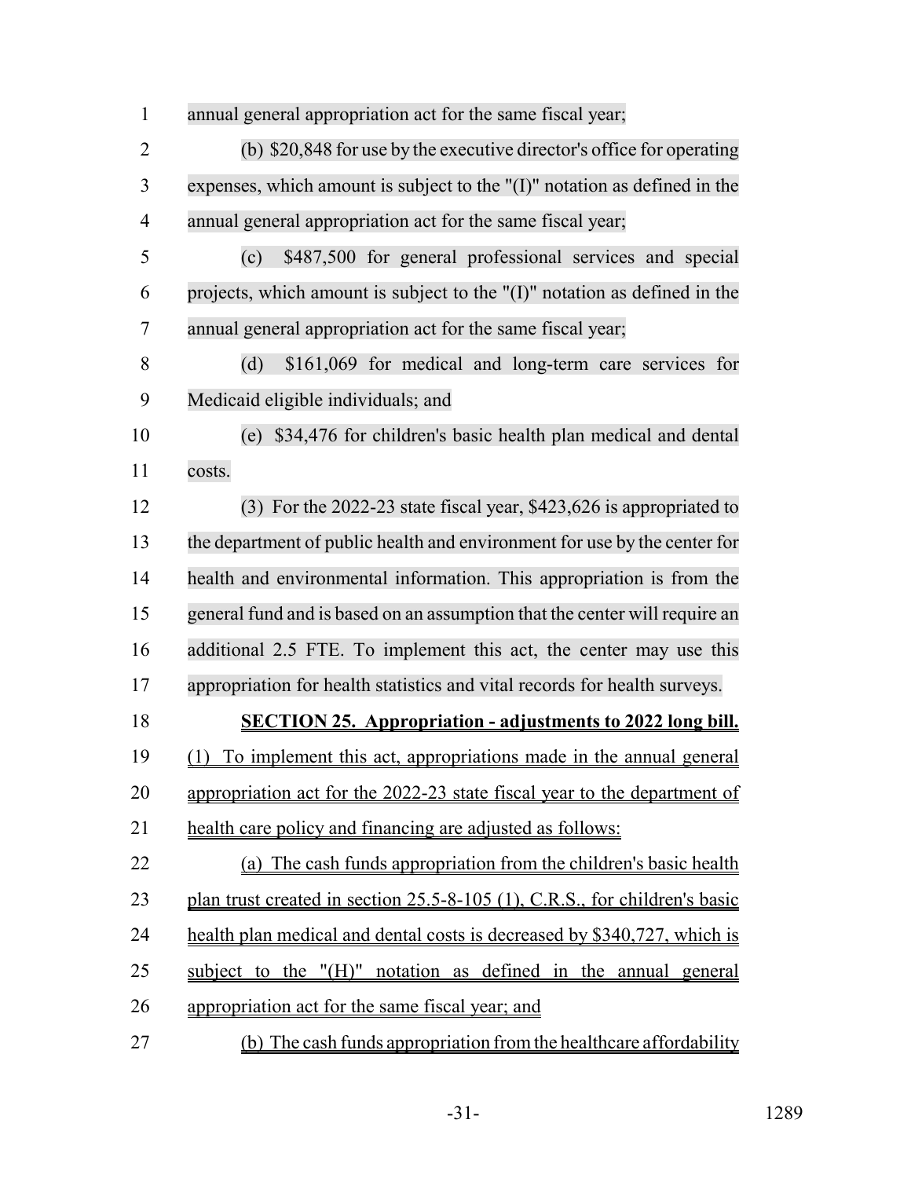annual general appropriation act for the same fiscal year;

(b) $20,848 for use by the executive director's office for operating expenses, which amount is subject to the "(I)" notation as defined in the annual general appropriation act for the same fiscal year;

(c) $487,500 for general professional services and special projects, which amount is subject to the "(I)" notation as defined in the annual general appropriation act for the same fiscal year;

(d) $161,069 for medical and long-term care services for Medicaid eligible individuals; and

(e) $34,476 for children's basic health plan medical and dental costs.

(3) For the 2022-23 state fiscal year, $423,626 is appropriated to the department of public health and environment for use by the center for health and environmental information. This appropriation is from the general fund and is based on an assumption that the center will require an additional 2.5 FTE. To implement this act, the center may use this appropriation for health statistics and vital records for health surveys.

**SECTION 25. Appropriation - adjustments to 2022 long bill.** (1) To implement this act, appropriations made in the annual general appropriation act for the 2022-23 state fiscal year to the department of health care policy and financing are adjusted as follows:

(a) The cash funds appropriation from the children's basic health plan trust created in section 25.5-8-105 (1), C.R.S., for children's basic health plan medical and dental costs is decreased by $340,727, which is subject to the "(H)" notation as defined in the annual general appropriation act for the same fiscal year; and

(b) The cash funds appropriation from the healthcare affordability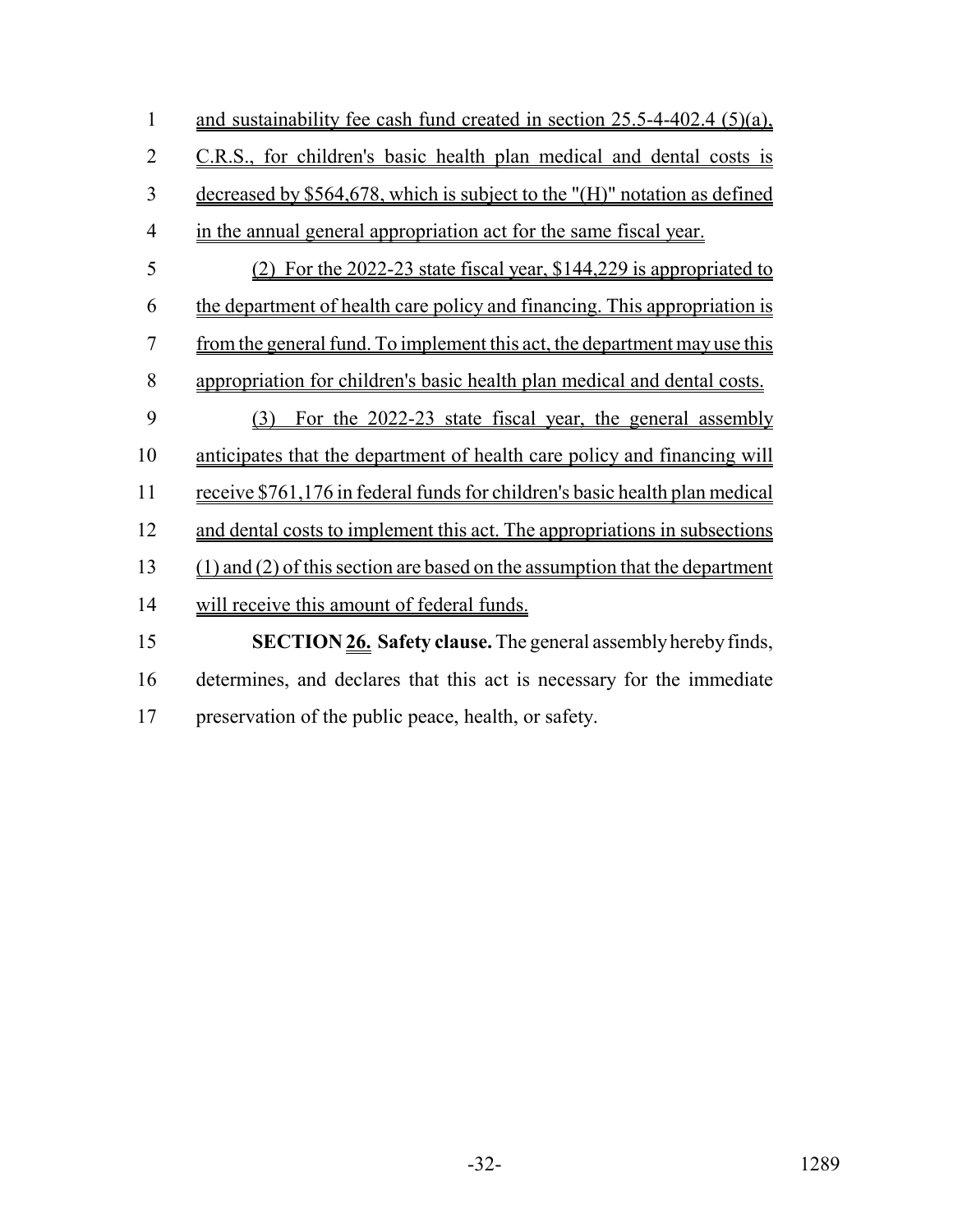and sustainability fee cash fund created in section 25.5-4-402.4 (5)(a), C.R.S., for children's basic health plan medical and dental costs is decreased by $564,678, which is subject to the "(H)" notation as defined in the annual general appropriation act for the same fiscal year.

(2) For the 2022-23 state fiscal year, $144,229 is appropriated to the department of health care policy and financing. This appropriation is from the general fund. To implement this act, the department may use this appropriation for children's basic health plan medical and dental costs.

(3) For the 2022-23 state fiscal year, the general assembly anticipates that the department of health care policy and financing will receive $761,176 in federal funds for children's basic health plan medical and dental costs to implement this act. The appropriations in subsections (1) and (2) of this section are based on the assumption that the department will receive this amount of federal funds.

**SECTION 26. Safety clause.** The general assembly hereby finds, determines, and declares that this act is necessary for the immediate preservation of the public peace, health, or safety.